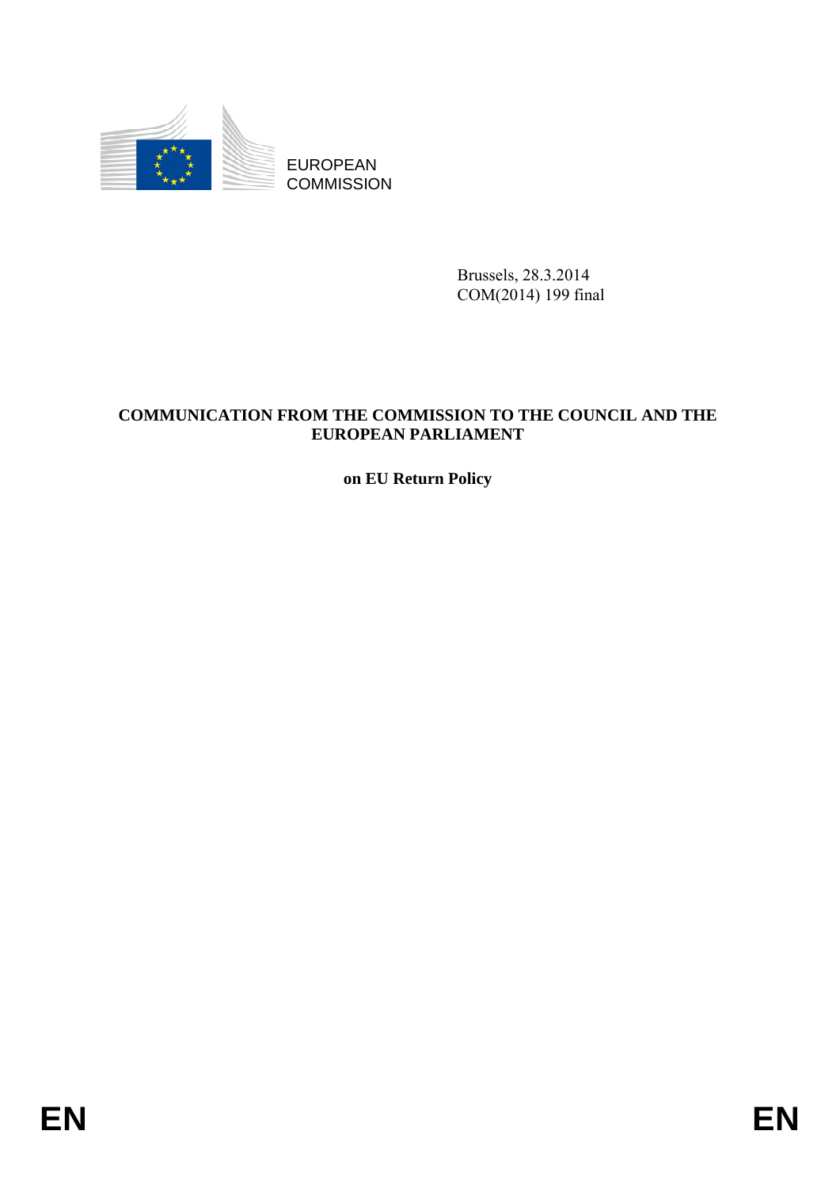EUROPEAN COMMISSION

Brussels, 28.3.2014
COM(2014) 199 final

**COMMUNICATION FROM THE COMMISSION TO THE COUNCIL AND THE EUROPEAN PARLIAMENT**

**on EU Return Policy**

EN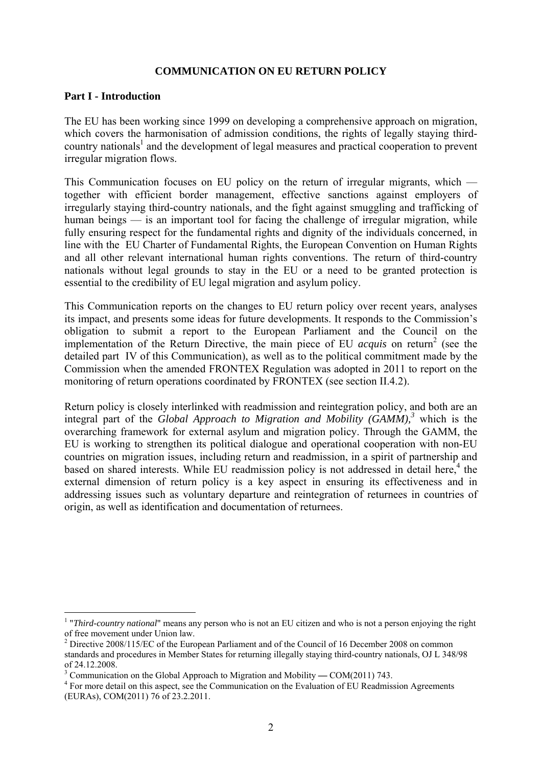**COMMUNICATION ON EU RETURN POLICY**

## Part I - Introduction

The EU has been working since 1999 on developing a comprehensive approach on migration, which covers the harmonisation of admission conditions, the rights of legally staying third-country nationals[1] and the development of legal measures and practical cooperation to prevent irregular migration flows.

This Communication focuses on EU policy on the return of irregular migrants, which — together with efficient border management, effective sanctions against employers of irregularly staying third-country nationals, and the fight against smuggling and trafficking of human beings — is an important tool for facing the challenge of irregular migration, while fully ensuring respect for the fundamental rights and dignity of the individuals concerned, in line with the EU Charter of Fundamental Rights, the European Convention on Human Rights and all other relevant international human rights conventions. The return of third-country nationals without legal grounds to stay in the EU or a need to be granted protection is essential to the credibility of EU legal migration and asylum policy.

This Communication reports on the changes to EU return policy over recent years, analyses its impact, and presents some ideas for future developments. It responds to the Commission's obligation to submit a report to the European Parliament and the Council on the implementation of the Return Directive, the main piece of EU *acquis* on return[2] (see the detailed part IV of this Communication), as well as to the political commitment made by the Commission when the amended FRONTEX Regulation was adopted in 2011 to report on the monitoring of return operations coordinated by FRONTEX (see section II.4.2).

Return policy is closely interlinked with readmission and reintegration policy, and both are an integral part of the *Global Approach to Migration and Mobility (GAMM),*[3] which is the overarching framework for external asylum and migration policy. Through the GAMM, the EU is working to strengthen its political dialogue and operational cooperation with non-EU countries on migration issues, including return and readmission, in a spirit of partnership and based on shared interests. While EU readmission policy is not addressed in detail here,[4] the external dimension of return policy is a key aspect in ensuring its effectiveness and in addressing issues such as voluntary departure and reintegration of returnees in countries of origin, as well as identification and documentation of returnees.

---

[1] "*Third-country national*" means any person who is not an EU citizen and who is not a person enjoying the right of free movement under Union law.

[2] Directive 2008/115/EC of the European Parliament and of the Council of 16 December 2008 on common standards and procedures in Member States for returning illegally staying third-country nationals, OJ L 348/98 of 24.12.2008.

[3] Communication on the Global Approach to Migration and Mobility — COM(2011) 743.

[4] For more detail on this aspect, see the Communication on the Evaluation of EU Readmission Agreements (EURAs), COM(2011) 76 of 23.2.2011.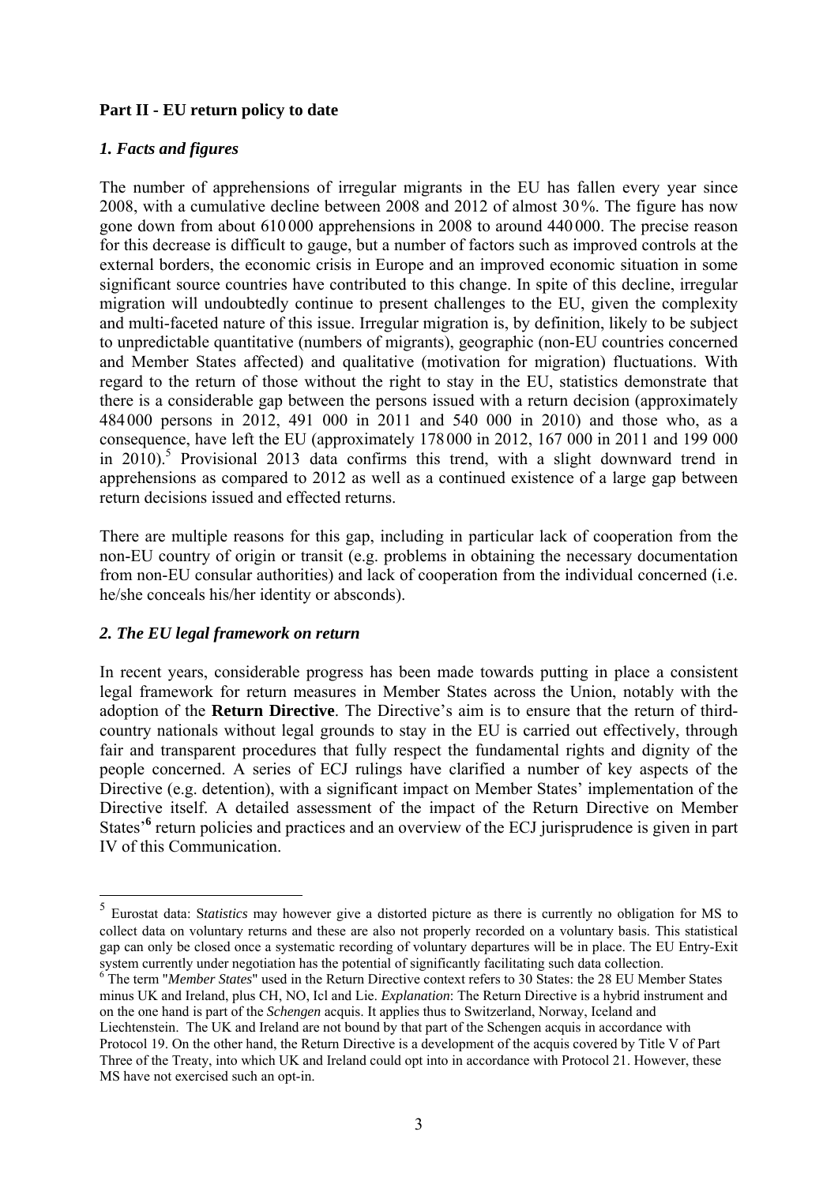## Part II - EU return policy to date

### *1. Facts and figures*

The number of apprehensions of irregular migrants in the EU has fallen every year since 2008, with a cumulative decline between 2008 and 2012 of almost 30%. The figure has now gone down from about 610000 apprehensions in 2008 to around 440000. The precise reason for this decrease is difficult to gauge, but a number of factors such as improved controls at the external borders, the economic crisis in Europe and an improved economic situation in some significant source countries have contributed to this change. In spite of this decline, irregular migration will undoubtedly continue to present challenges to the EU, given the complexity and multi-faceted nature of this issue. Irregular migration is, by definition, likely to be subject to unpredictable quantitative (numbers of migrants), geographic (non-EU countries concerned and Member States affected) and qualitative (motivation for migration) fluctuations. With regard to the return of those without the right to stay in the EU, statistics demonstrate that there is a considerable gap between the persons issued with a return decision (approximately 484000 persons in 2012, 491 000 in 2011 and 540 000 in 2010) and those who, as a consequence, have left the EU (approximately 178000 in 2012, 167 000 in 2011 and 199 000 in 2010).[5] Provisional 2013 data confirms this trend, with a slight downward trend in apprehensions as compared to 2012 as well as a continued existence of a large gap between return decisions issued and effected returns.

There are multiple reasons for this gap, including in particular lack of cooperation from the non-EU country of origin or transit (e.g. problems in obtaining the necessary documentation from non-EU consular authorities) and lack of cooperation from the individual concerned (i.e. he/she conceals his/her identity or absconds).

### *2. The EU legal framework on return*

In recent years, considerable progress has been made towards putting in place a consistent legal framework for return measures in Member States across the Union, notably with the adoption of the **Return Directive**. The Directive's aim is to ensure that the return of third-country nationals without legal grounds to stay in the EU is carried out effectively, through fair and transparent procedures that fully respect the fundamental rights and dignity of the people concerned. A series of ECJ rulings have clarified a number of key aspects of the Directive (e.g. detention), with a significant impact on Member States' implementation of the Directive itself. A detailed assessment of the impact of the Return Directive on Member States'[6] return policies and practices and an overview of the ECJ jurisprudence is given in part IV of this Communication.

---

[5] Eurostat data: S*tatistics* may however give a distorted picture as there is currently no obligation for MS to collect data on voluntary returns and these are also not properly recorded on a voluntary basis. This statistical gap can only be closed once a systematic recording of voluntary departures will be in place. The EU Entry-Exit system currently under negotiation has the potential of significantly facilitating such data collection.

[6] The term "*Member States*" used in the Return Directive context refers to 30 States: the 28 EU Member States minus UK and Ireland, plus CH, NO, Icl and Lie. *Explanation*: The Return Directive is a hybrid instrument and on the one hand is part of the *Schengen* acquis. It applies thus to Switzerland, Norway, Iceland and Liechtenstein. The UK and Ireland are not bound by that part of the Schengen acquis in accordance with Protocol 19. On the other hand, the Return Directive is a development of the acquis covered by Title V of Part Three of the Treaty, into which UK and Ireland could opt into in accordance with Protocol 21. However, these MS have not exercised such an opt-in.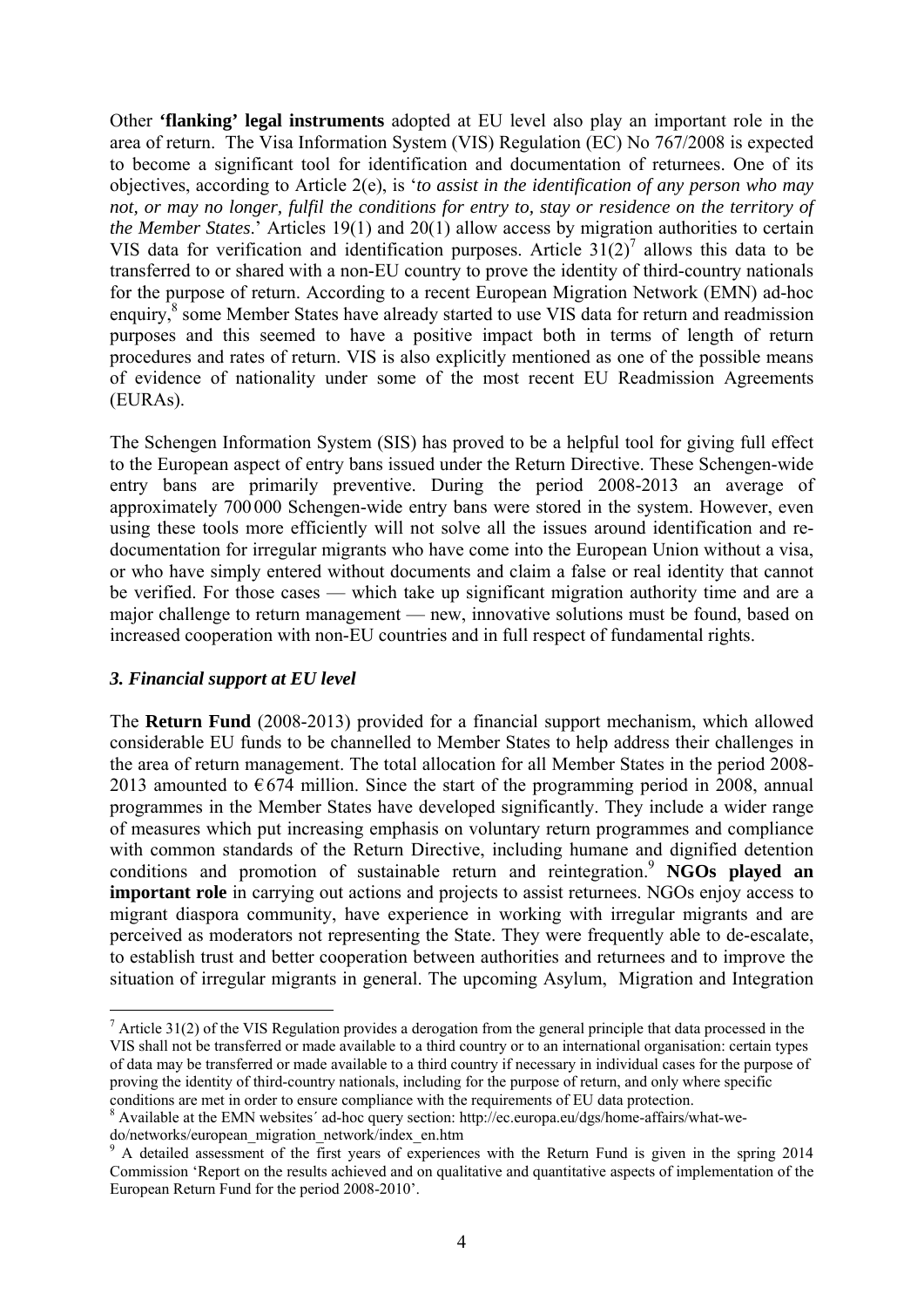Other **'flanking' legal instruments** adopted at EU level also play an important role in the area of return. The Visa Information System (VIS) Regulation (EC) No 767/2008 is expected to become a significant tool for identification and documentation of returnees. One of its objectives, according to Article 2(e), is '*to assist in the identification of any person who may not, or may no longer, fulfil the conditions for entry to, stay or residence on the territory of the Member States*.' Articles 19(1) and 20(1) allow access by migration authorities to certain VIS data for verification and identification purposes. Article 31(2)[7] allows this data to be transferred to or shared with a non-EU country to prove the identity of third-country nationals for the purpose of return. According to a recent European Migration Network (EMN) ad-hoc enquiry,[8] some Member States have already started to use VIS data for return and readmission purposes and this seemed to have a positive impact both in terms of length of return procedures and rates of return. VIS is also explicitly mentioned as one of the possible means of evidence of nationality under some of the most recent EU Readmission Agreements (EURAs).

The Schengen Information System (SIS) has proved to be a helpful tool for giving full effect to the European aspect of entry bans issued under the Return Directive. These Schengen-wide entry bans are primarily preventive. During the period 2008-2013 an average of approximately 700 000 Schengen-wide entry bans were stored in the system. However, even using these tools more efficiently will not solve all the issues around identification and re-documentation for irregular migrants who have come into the European Union without a visa, or who have simply entered without documents and claim a false or real identity that cannot be verified. For those cases — which take up significant migration authority time and are a major challenge to return management — new, innovative solutions must be found, based on increased cooperation with non-EU countries and in full respect of fundamental rights.

### *3. Financial support at EU level*

The **Return Fund** (2008-2013) provided for a financial support mechanism, which allowed considerable EU funds to be channelled to Member States to help address their challenges in the area of return management. The total allocation for all Member States in the period 2008-2013 amounted to €674 million. Since the start of the programming period in 2008, annual programmes in the Member States have developed significantly. They include a wider range of measures which put increasing emphasis on voluntary return programmes and compliance with common standards of the Return Directive, including humane and dignified detention conditions and promotion of sustainable return and reintegration.[9] **NGOs played an important role** in carrying out actions and projects to assist returnees. NGOs enjoy access to migrant diaspora community, have experience in working with irregular migrants and are perceived as moderators not representing the State. They were frequently able to de-escalate, to establish trust and better cooperation between authorities and returnees and to improve the situation of irregular migrants in general. The upcoming Asylum, Migration and Integration

---

[7] Article 31(2) of the VIS Regulation provides a derogation from the general principle that data processed in the VIS shall not be transferred or made available to a third country or to an international organisation: certain types of data may be transferred or made available to a third country if necessary in individual cases for the purpose of proving the identity of third-country nationals, including for the purpose of return, and only where specific conditions are met in order to ensure compliance with the requirements of EU data protection.

[8] Available at the EMN websites´ ad-hoc query section: http://ec.europa.eu/dgs/home-affairs/what-we-do/networks/european_migration_network/index_en.htm

[9] A detailed assessment of the first years of experiences with the Return Fund is given in the spring 2014 Commission 'Report on the results achieved and on qualitative and quantitative aspects of implementation of the European Return Fund for the period 2008-2010'.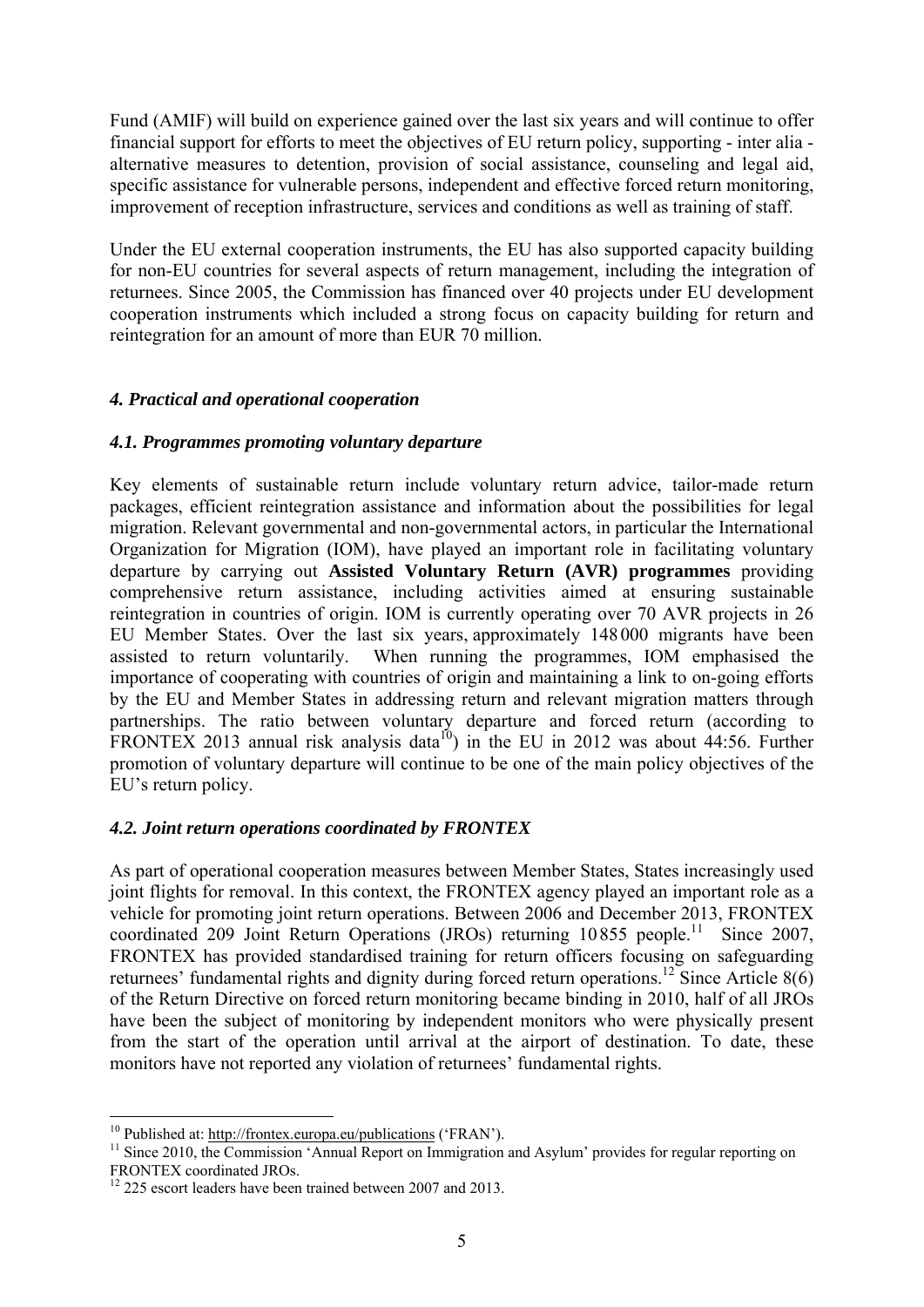Fund (AMIF) will build on experience gained over the last six years and will continue to offer financial support for efforts to meet the objectives of EU return policy, supporting - inter alia - alternative measures to detention, provision of social assistance, counseling and legal aid, specific assistance for vulnerable persons, independent and effective forced return monitoring, improvement of reception infrastructure, services and conditions as well as training of staff.

Under the EU external cooperation instruments, the EU has also supported capacity building for non-EU countries for several aspects of return management, including the integration of returnees. Since 2005, the Commission has financed over 40 projects under EU development cooperation instruments which included a strong focus on capacity building for return and reintegration for an amount of more than EUR 70 million.

### *4. Practical and operational cooperation*

#### *4.1. Programmes promoting voluntary departure*

Key elements of sustainable return include voluntary return advice, tailor-made return packages, efficient reintegration assistance and information about the possibilities for legal migration. Relevant governmental and non-governmental actors, in particular the International Organization for Migration (IOM), have played an important role in facilitating voluntary departure by carrying out **Assisted Voluntary Return (AVR) programmes** providing comprehensive return assistance, including activities aimed at ensuring sustainable reintegration in countries of origin. IOM is currently operating over 70 AVR projects in 26 EU Member States. Over the last six years, approximately 148 000 migrants have been assisted to return voluntarily. When running the programmes, IOM emphasised the importance of cooperating with countries of origin and maintaining a link to on-going efforts by the EU and Member States in addressing return and relevant migration matters through partnerships. The ratio between voluntary departure and forced return (according to FRONTEX 2013 annual risk analysis data[10]) in the EU in 2012 was about 44:56. Further promotion of voluntary departure will continue to be one of the main policy objectives of the EU's return policy.

#### *4.2. Joint return operations coordinated by FRONTEX*

As part of operational cooperation measures between Member States, States increasingly used joint flights for removal. In this context, the FRONTEX agency played an important role as a vehicle for promoting joint return operations. Between 2006 and December 2013, FRONTEX coordinated 209 Joint Return Operations (JROs) returning 10 855 people.[11] Since 2007, FRONTEX has provided standardised training for return officers focusing on safeguarding returnees' fundamental rights and dignity during forced return operations.[12] Since Article 8(6) of the Return Directive on forced return monitoring became binding in 2010, half of all JROs have been the subject of monitoring by independent monitors who were physically present from the start of the operation until arrival at the airport of destination. To date, these monitors have not reported any violation of returnees' fundamental rights.

---

[10] Published at: http://frontex.europa.eu/publications ('FRAN').

[11] Since 2010, the Commission 'Annual Report on Immigration and Asylum' provides for regular reporting on FRONTEX coordinated JROs.

[12] 225 escort leaders have been trained between 2007 and 2013.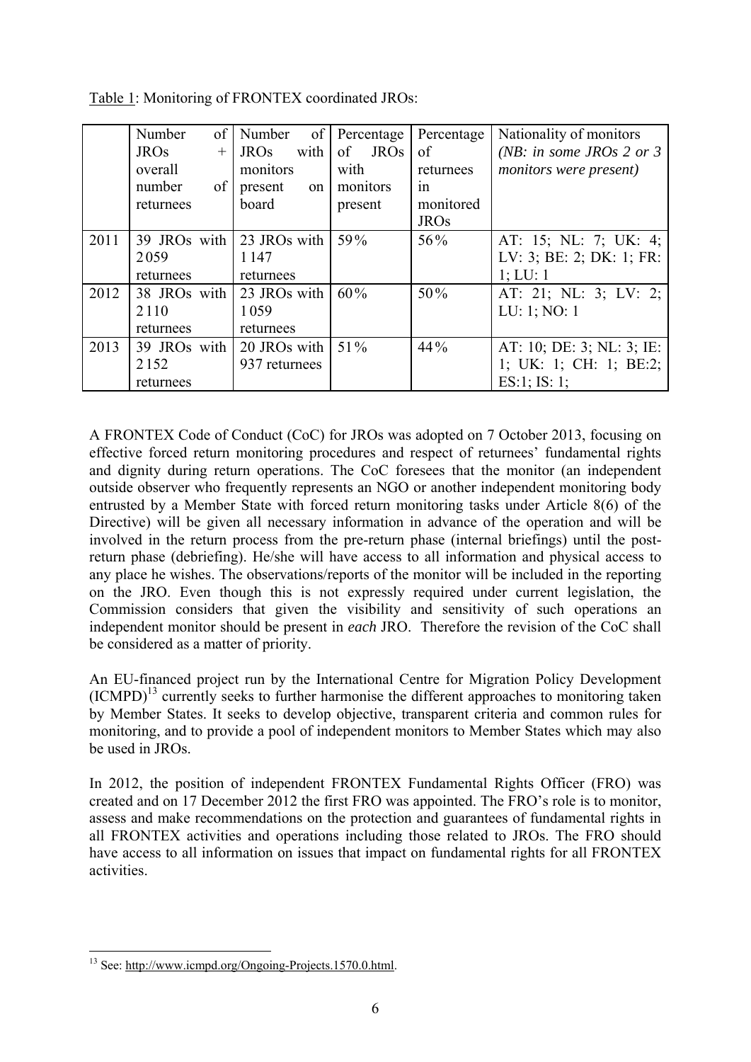Table 1: Monitoring of FRONTEX coordinated JROs:

| | Number of JROs + overall number of returnees | Number of JROs with monitors present on board | Percentage of JROs with monitors present | Percentage of returnees in monitored JROs | Nationality of monitors *(NB: in some JROs 2 or 3 monitors were present)* |
|---|---|---|---|---|---|
| 2011 | 39 JROs with 2059 returnees | 23 JROs with 1147 returnees | 59% | 56% | AT: 15; NL: 7; UK: 4; LV: 3; BE: 2; DK: 1; FR: 1; LU: 1 |
| 2012 | 38 JROs with 2110 returnees | 23 JROs with 1059 returnees | 60% | 50% | AT: 21; NL: 3; LV: 2; LU: 1; NO: 1 |
| 2013 | 39 JROs with 2152 returnees | 20 JROs with 937 returnees | 51% | 44% | AT: 10; DE: 3; NL: 3; IE: 1; UK: 1; CH: 1; BE:2; ES:1; IS: 1; |

A FRONTEX Code of Conduct (CoC) for JROs was adopted on 7 October 2013, focusing on effective forced return monitoring procedures and respect of returnees' fundamental rights and dignity during return operations. The CoC foresees that the monitor (an independent outside observer who frequently represents an NGO or another independent monitoring body entrusted by a Member State with forced return monitoring tasks under Article 8(6) of the Directive) will be given all necessary information in advance of the operation and will be involved in the return process from the pre-return phase (internal briefings) until the post-return phase (debriefing). He/she will have access to all information and physical access to any place he wishes. The observations/reports of the monitor will be included in the reporting on the JRO. Even though this is not expressly required under current legislation, the Commission considers that given the visibility and sensitivity of such operations an independent monitor should be present in *each* JRO. Therefore the revision of the CoC shall be considered as a matter of priority.

An EU-financed project run by the International Centre for Migration Policy Development (ICMPD)[13] currently seeks to further harmonise the different approaches to monitoring taken by Member States. It seeks to develop objective, transparent criteria and common rules for monitoring, and to provide a pool of independent monitors to Member States which may also be used in JROs.

In 2012, the position of independent FRONTEX Fundamental Rights Officer (FRO) was created and on 17 December 2012 the first FRO was appointed. The FRO's role is to monitor, assess and make recommendations on the protection and guarantees of fundamental rights in all FRONTEX activities and operations including those related to JROs. The FRO should have access to all information on issues that impact on fundamental rights for all FRONTEX activities.

[13] See: http://www.icmpd.org/Ongoing-Projects.1570.0.html.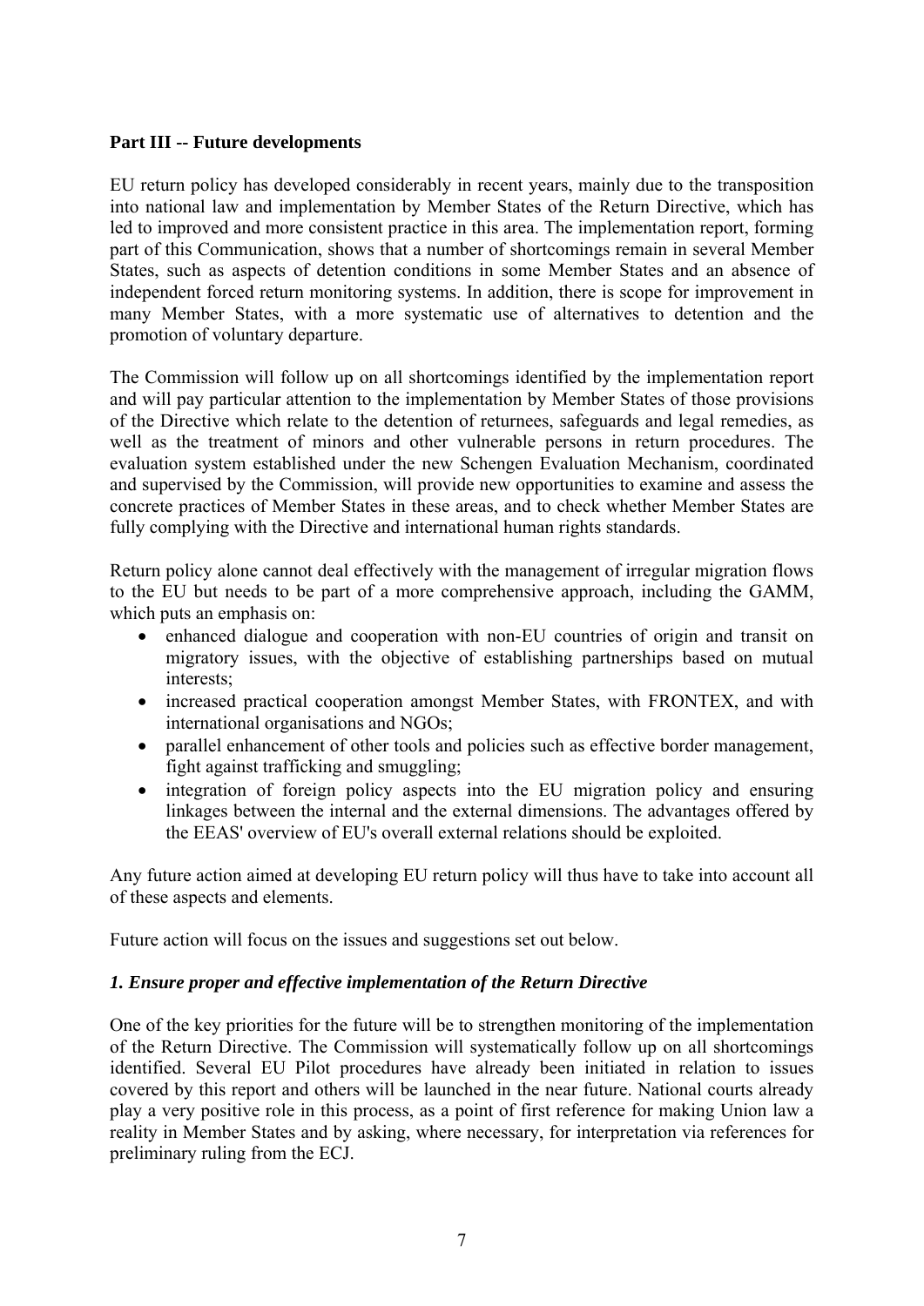## Part III -- Future developments

EU return policy has developed considerably in recent years, mainly due to the transposition into national law and implementation by Member States of the Return Directive, which has led to improved and more consistent practice in this area. The implementation report, forming part of this Communication, shows that a number of shortcomings remain in several Member States, such as aspects of detention conditions in some Member States and an absence of independent forced return monitoring systems. In addition, there is scope for improvement in many Member States, with a more systematic use of alternatives to detention and the promotion of voluntary departure.

The Commission will follow up on all shortcomings identified by the implementation report and will pay particular attention to the implementation by Member States of those provisions of the Directive which relate to the detention of returnees, safeguards and legal remedies, as well as the treatment of minors and other vulnerable persons in return procedures. The evaluation system established under the new Schengen Evaluation Mechanism, coordinated and supervised by the Commission, will provide new opportunities to examine and assess the concrete practices of Member States in these areas, and to check whether Member States are fully complying with the Directive and international human rights standards.

Return policy alone cannot deal effectively with the management of irregular migration flows to the EU but needs to be part of a more comprehensive approach, including the GAMM, which puts an emphasis on:

- enhanced dialogue and cooperation with non-EU countries of origin and transit on migratory issues, with the objective of establishing partnerships based on mutual interests;
- increased practical cooperation amongst Member States, with FRONTEX, and with international organisations and NGOs;
- parallel enhancement of other tools and policies such as effective border management, fight against trafficking and smuggling;
- integration of foreign policy aspects into the EU migration policy and ensuring linkages between the internal and the external dimensions. The advantages offered by the EEAS' overview of EU's overall external relations should be exploited.

Any future action aimed at developing EU return policy will thus have to take into account all of these aspects and elements.

Future action will focus on the issues and suggestions set out below.

### *1. Ensure proper and effective implementation of the Return Directive*

One of the key priorities for the future will be to strengthen monitoring of the implementation of the Return Directive. The Commission will systematically follow up on all shortcomings identified. Several EU Pilot procedures have already been initiated in relation to issues covered by this report and others will be launched in the near future. National courts already play a very positive role in this process, as a point of first reference for making Union law a reality in Member States and by asking, where necessary, for interpretation via references for preliminary ruling from the ECJ.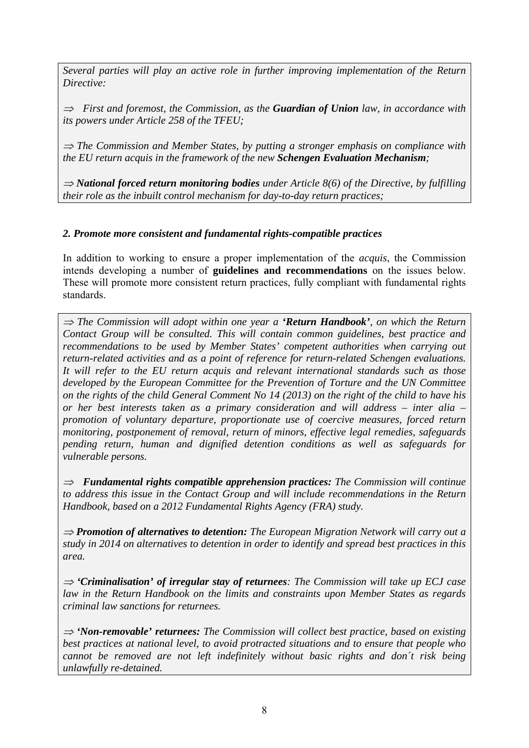*Several parties will play an active role in further improving implementation of the Return Directive:*

⇒ *First and foremost, the Commission, as the **Guardian of Union** law, in accordance with its powers under Article 258 of the TFEU;*

⇒ *The Commission and Member States, by putting a stronger emphasis on compliance with the EU return acquis in the framework of the new **Schengen Evaluation Mechanism**;*

⇒ ***National forced return monitoring bodies** under Article 8(6) of the Directive, by fulfilling their role as the inbuilt control mechanism for day-to-day return practices;*

### *2. Promote more consistent and fundamental rights-compatible practices*

In addition to working to ensure a proper implementation of the *acquis*, the Commission intends developing a number of **guidelines and recommendations** on the issues below. These will promote more consistent return practices, fully compliant with fundamental rights standards.

⇒ *The Commission will adopt within one year a **'Return Handbook'**, on which the Return Contact Group will be consulted. This will contain common guidelines, best practice and recommendations to be used by Member States' competent authorities when carrying out return-related activities and as a point of reference for return-related Schengen evaluations. It will refer to the EU return acquis and relevant international standards such as those developed by the European Committee for the Prevention of Torture and the UN Committee on the rights of the child General Comment No 14 (2013) on the right of the child to have his or her best interests taken as a primary consideration and will address – inter alia – promotion of voluntary departure, proportionate use of coercive measures, forced return monitoring, postponement of removal, return of minors, effective legal remedies, safeguards pending return, human and dignified detention conditions as well as safeguards for vulnerable persons.*

⇒ ***Fundamental rights compatible apprehension practices:** The Commission will continue to address this issue in the Contact Group and will include recommendations in the Return Handbook, based on a 2012 Fundamental Rights Agency (FRA) study.*

⇒ ***Promotion of alternatives to detention:** The European Migration Network will carry out a study in 2014 on alternatives to detention in order to identify and spread best practices in this area.*

⇒ ***'Criminalisation' of irregular stay of returnees**: The Commission will take up ECJ case law in the Return Handbook on the limits and constraints upon Member States as regards criminal law sanctions for returnees.*

⇒ ***'Non-removable' returnees:** The Commission will collect best practice, based on existing best practices at national level, to avoid protracted situations and to ensure that people who cannot be removed are not left indefinitely without basic rights and don´t risk being unlawfully re-detained.*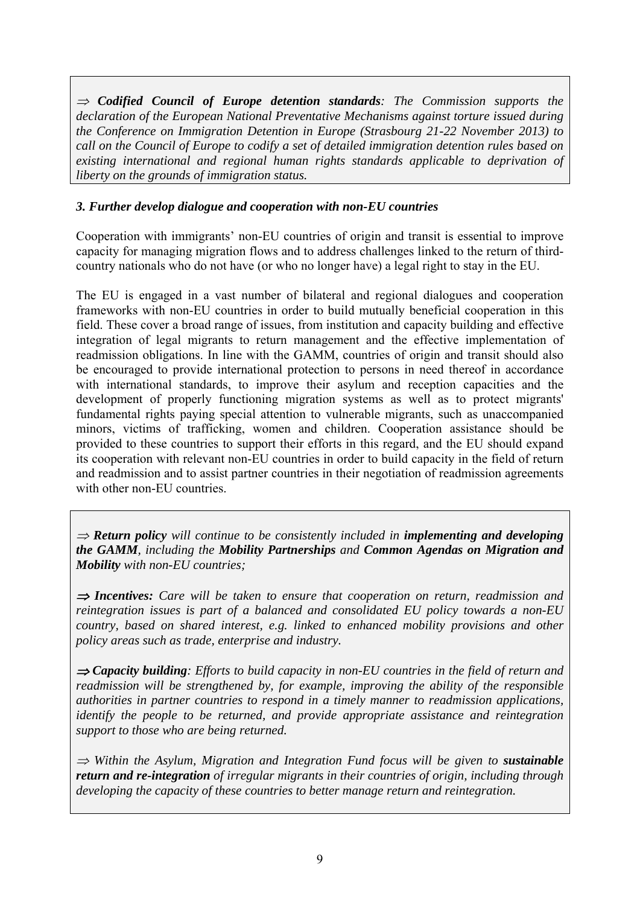⇒ ***Codified Council of Europe detention standards**: The Commission supports the declaration of the European National Preventative Mechanisms against torture issued during the Conference on Immigration Detention in Europe (Strasbourg 21-22 November 2013) to call on the Council of Europe to codify a set of detailed immigration detention rules based on existing international and regional human rights standards applicable to deprivation of liberty on the grounds of immigration status.*

### *3. Further develop dialogue and cooperation with non-EU countries*

Cooperation with immigrants' non-EU countries of origin and transit is essential to improve capacity for managing migration flows and to address challenges linked to the return of third-country nationals who do not have (or who no longer have) a legal right to stay in the EU.

The EU is engaged in a vast number of bilateral and regional dialogues and cooperation frameworks with non-EU countries in order to build mutually beneficial cooperation in this field. These cover a broad range of issues, from institution and capacity building and effective integration of legal migrants to return management and the effective implementation of readmission obligations. In line with the GAMM, countries of origin and transit should also be encouraged to provide international protection to persons in need thereof in accordance with international standards, to improve their asylum and reception capacities and the development of properly functioning migration systems as well as to protect migrants' fundamental rights paying special attention to vulnerable migrants, such as unaccompanied minors, victims of trafficking, women and children. Cooperation assistance should be provided to these countries to support their efforts in this regard, and the EU should expand its cooperation with relevant non-EU countries in order to build capacity in the field of return and readmission and to assist partner countries in their negotiation of readmission agreements with other non-EU countries.

⇒ ***Return policy** will continue to be consistently included in **implementing and developing the GAMM**, including the **Mobility Partnerships** and **Common Agendas on Migration and Mobility** with non-EU countries;*

⇒ ***Incentives:** Care will be taken to ensure that cooperation on return, readmission and reintegration issues is part of a balanced and consolidated EU policy towards a non-EU country, based on shared interest, e.g. linked to enhanced mobility provisions and other policy areas such as trade, enterprise and industry.*

⇒ ***Capacity building**: Efforts to build capacity in non-EU countries in the field of return and readmission will be strengthened by, for example, improving the ability of the responsible authorities in partner countries to respond in a timely manner to readmission applications, identify the people to be returned, and provide appropriate assistance and reintegration support to those who are being returned.*

⇒ *Within the Asylum, Migration and Integration Fund focus will be given to **sustainable return and re-integration** of irregular migrants in their countries of origin, including through developing the capacity of these countries to better manage return and reintegration.*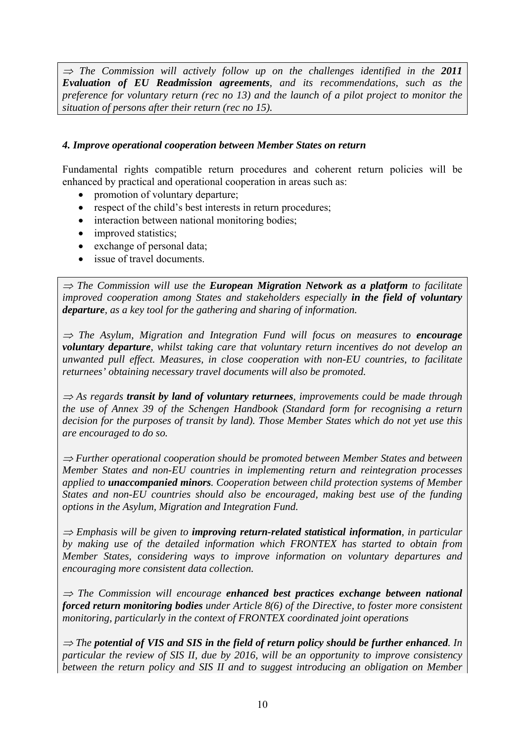*⇒ The Commission will actively follow up on the challenges identified in the **2011 Evaluation of EU Readmission agreements**, and its recommendations, such as the preference for voluntary return (rec no 13) and the launch of a pilot project to monitor the situation of persons after their return (rec no 15).*

#### *4. Improve operational cooperation between Member States on return*

Fundamental rights compatible return procedures and coherent return policies will be enhanced by practical and operational cooperation in areas such as:

- promotion of voluntary departure;
- respect of the child's best interests in return procedures;
- interaction between national monitoring bodies;
- improved statistics;
- exchange of personal data;
- issue of travel documents.

*⇒ The Commission will use the **European Migration Network as a platform** to facilitate improved cooperation among States and stakeholders especially **in the field of voluntary departure**, as a key tool for the gathering and sharing of information.*

*⇒ The Asylum, Migration and Integration Fund will focus on measures to **encourage voluntary departure**, whilst taking care that voluntary return incentives do not develop an unwanted pull effect. Measures, in close cooperation with non-EU countries, to facilitate returnees' obtaining necessary travel documents will also be promoted.*

*⇒ As regards **transit by land of voluntary returnees**, improvements could be made through the use of Annex 39 of the Schengen Handbook (Standard form for recognising a return decision for the purposes of transit by land). Those Member States which do not yet use this are encouraged to do so.*

*⇒ Further operational cooperation should be promoted between Member States and between Member States and non-EU countries in implementing return and reintegration processes applied to **unaccompanied minors**. Cooperation between child protection systems of Member States and non-EU countries should also be encouraged, making best use of the funding options in the Asylum, Migration and Integration Fund.*

*⇒ Emphasis will be given to **improving return-related statistical information**, in particular by making use of the detailed information which FRONTEX has started to obtain from Member States, considering ways to improve information on voluntary departures and encouraging more consistent data collection.*

*⇒ The Commission will encourage **enhanced best practices exchange between national forced return monitoring bodies** under Article 8(6) of the Directive, to foster more consistent monitoring, particularly in the context of FRONTEX coordinated joint operations*

*⇒ The **potential of VIS and SIS in the field of return policy should be further enhanced**. In particular the review of SIS II, due by 2016, will be an opportunity to improve consistency between the return policy and SIS II and to suggest introducing an obligation on Member*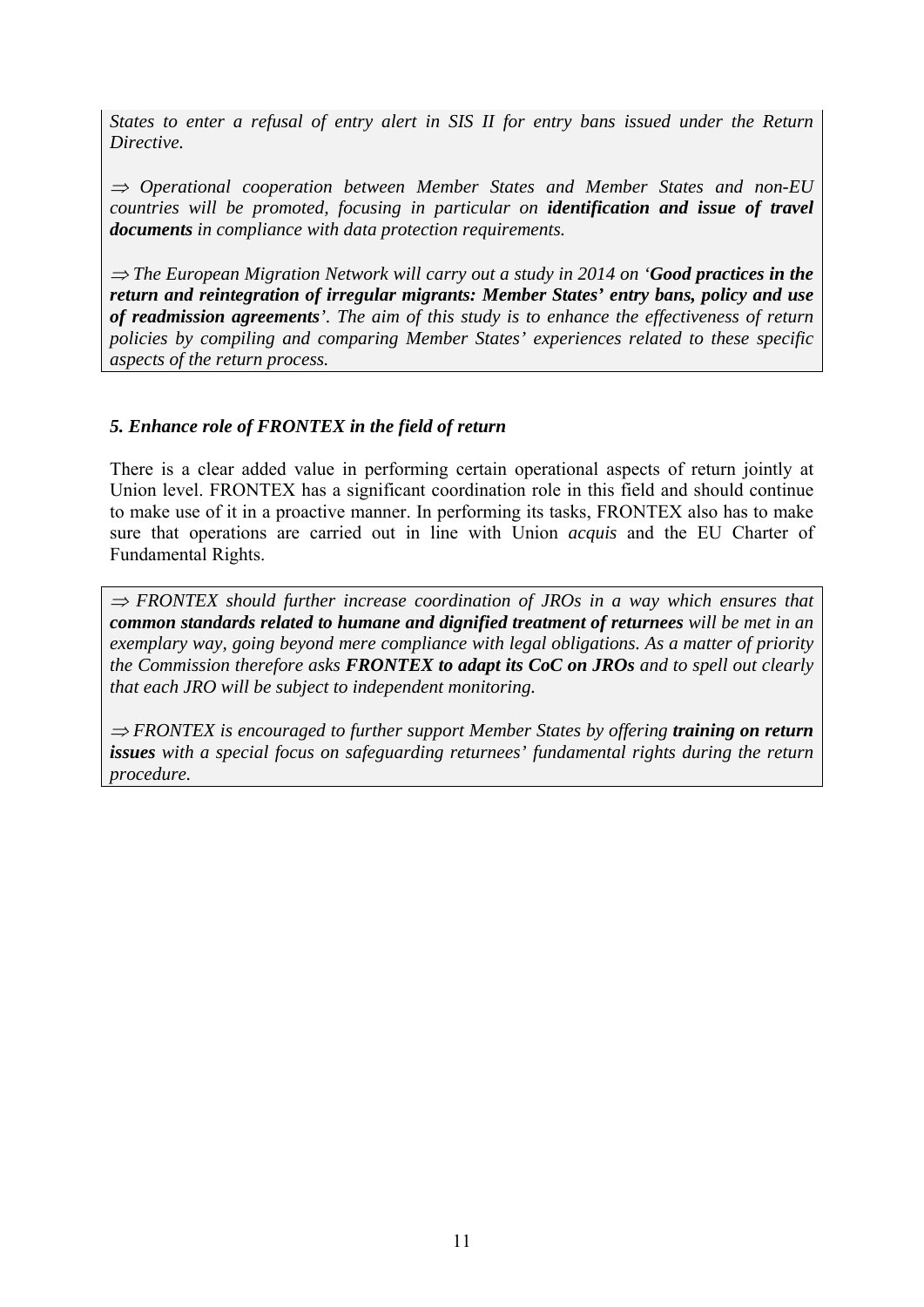*States to enter a refusal of entry alert in SIS II for entry bans issued under the Return Directive.*

⇒ *Operational cooperation between Member States and Member States and non-EU countries will be promoted, focusing in particular on* ***identification and issue of travel documents*** *in compliance with data protection requirements.*

⇒ *The European Migration Network will carry out a study in 2014 on '****Good practices in the return and reintegration of irregular migrants: Member States' entry bans, policy and use of readmission agreements****'. The aim of this study is to enhance the effectiveness of return policies by compiling and comparing Member States' experiences related to these specific aspects of the return process.*

### *5. Enhance role of FRONTEX in the field of return*

There is a clear added value in performing certain operational aspects of return jointly at Union level. FRONTEX has a significant coordination role in this field and should continue to make use of it in a proactive manner. In performing its tasks, FRONTEX also has to make sure that operations are carried out in line with Union *acquis* and the EU Charter of Fundamental Rights.

⇒ *FRONTEX should further increase coordination of JROs in a way which ensures that* ***common standards related to humane and dignified treatment of returnees*** *will be met in an exemplary way, going beyond mere compliance with legal obligations. As a matter of priority the Commission therefore asks* ***FRONTEX to adapt its CoC on JROs*** *and to spell out clearly that each JRO will be subject to independent monitoring.*

⇒ *FRONTEX is encouraged to further support Member States by offering* ***training on return issues*** *with a special focus on safeguarding returnees' fundamental rights during the return procedure.*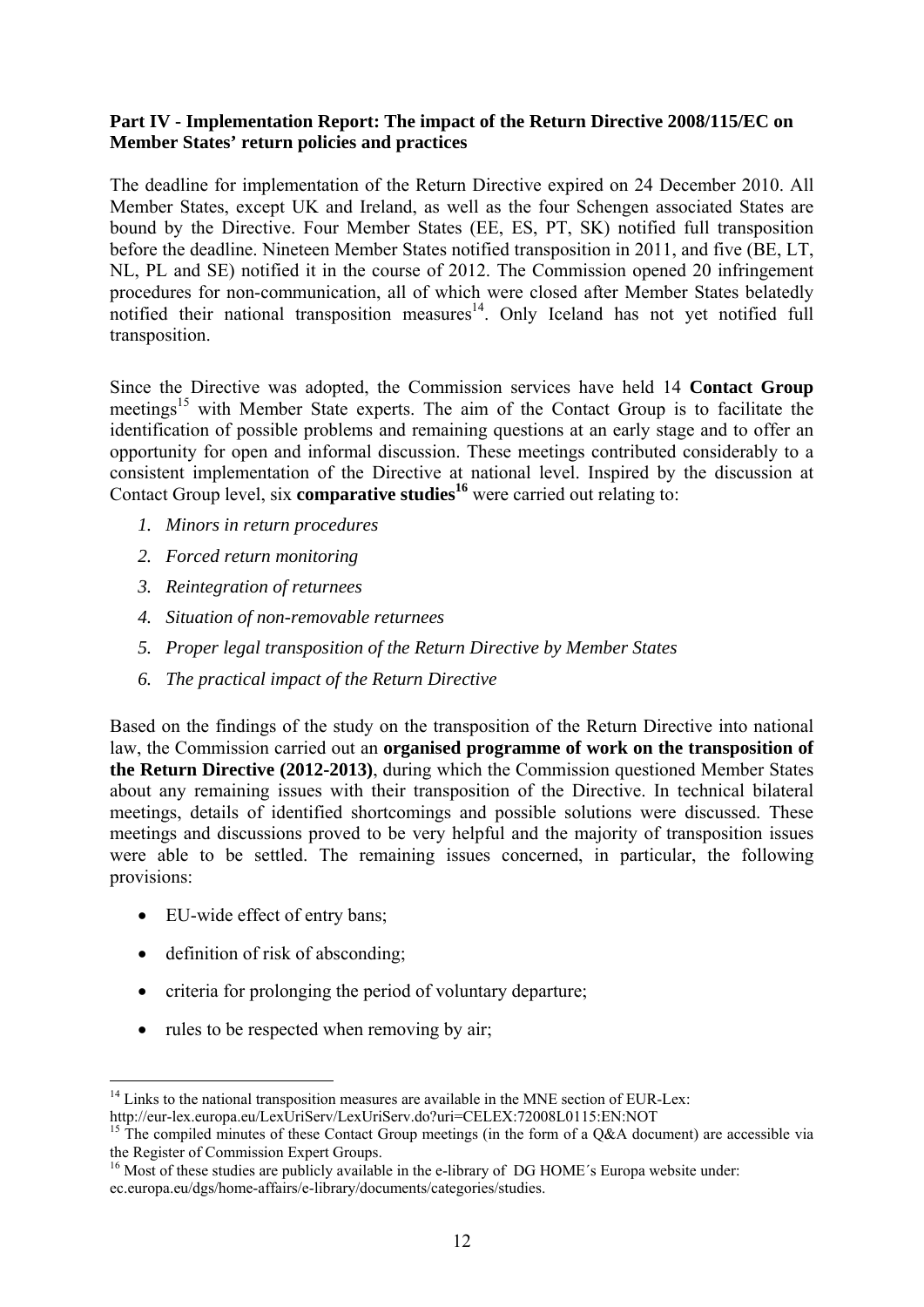**Part IV - Implementation Report: The impact of the Return Directive 2008/115/EC on Member States' return policies and practices**

The deadline for implementation of the Return Directive expired on 24 December 2010. All Member States, except UK and Ireland, as well as the four Schengen associated States are bound by the Directive. Four Member States (EE, ES, PT, SK) notified full transposition before the deadline. Nineteen Member States notified transposition in 2011, and five (BE, LT, NL, PL and SE) notified it in the course of 2012. The Commission opened 20 infringement procedures for non-communication, all of which were closed after Member States belatedly notified their national transposition measures[14]. Only Iceland has not yet notified full transposition.

Since the Directive was adopted, the Commission services have held 14 **Contact Group** meetings[15] with Member State experts. The aim of the Contact Group is to facilitate the identification of possible problems and remaining questions at an early stage and to offer an opportunity for open and informal discussion. These meetings contributed considerably to a consistent implementation of the Directive at national level. Inspired by the discussion at Contact Group level, six **comparative studies**[16] were carried out relating to:

1. *Minors in return procedures*
2. *Forced return monitoring*
3. *Reintegration of returnees*
4. *Situation of non-removable returnees*
5. *Proper legal transposition of the Return Directive by Member States*
6. *The practical impact of the Return Directive*

Based on the findings of the study on the transposition of the Return Directive into national law, the Commission carried out an **organised programme of work on the transposition of the Return Directive (2012-2013)**, during which the Commission questioned Member States about any remaining issues with their transposition of the Directive. In technical bilateral meetings, details of identified shortcomings and possible solutions were discussed. These meetings and discussions proved to be very helpful and the majority of transposition issues were able to be settled. The remaining issues concerned, in particular, the following provisions:

- EU-wide effect of entry bans;
- definition of risk of absconding;
- criteria for prolonging the period of voluntary departure;
- rules to be respected when removing by air;

---

[14] Links to the national transposition measures are available in the MNE section of EUR-Lex: http://eur-lex.europa.eu/LexUriServ/LexUriServ.do?uri=CELEX:72008L0115:EN:NOT

[15] The compiled minutes of these Contact Group meetings (in the form of a Q&A document) are accessible via the Register of Commission Expert Groups.

[16] Most of these studies are publicly available in the e-library of DG HOME´s Europa website under: ec.europa.eu/dgs/home-affairs/e-library/documents/categories/studies.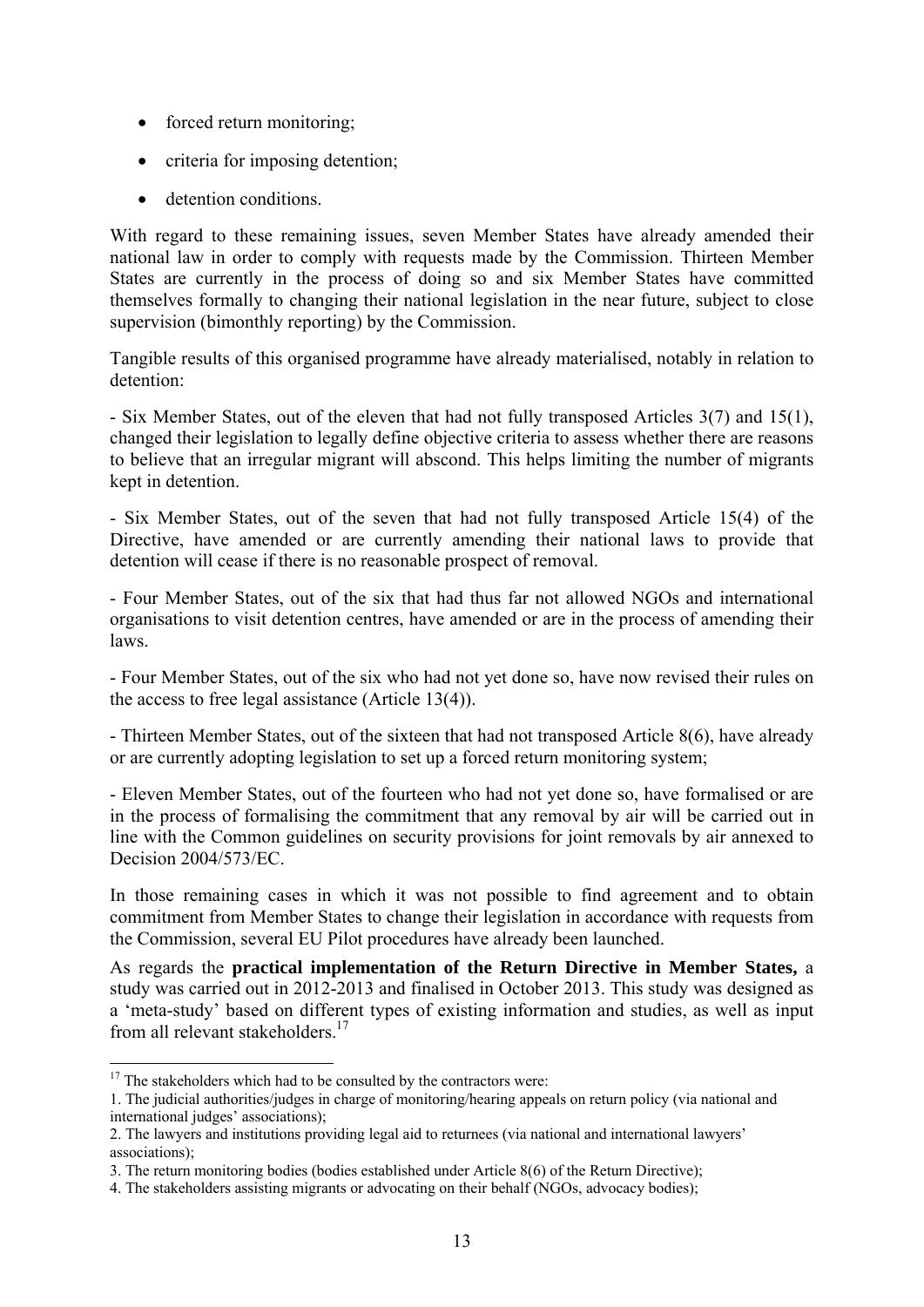- forced return monitoring;
- criteria for imposing detention;
- detention conditions.

With regard to these remaining issues, seven Member States have already amended their national law in order to comply with requests made by the Commission. Thirteen Member States are currently in the process of doing so and six Member States have committed themselves formally to changing their national legislation in the near future, subject to close supervision (bimonthly reporting) by the Commission.

Tangible results of this organised programme have already materialised, notably in relation to detention:

- Six Member States, out of the eleven that had not fully transposed Articles 3(7) and 15(1), changed their legislation to legally define objective criteria to assess whether there are reasons to believe that an irregular migrant will abscond. This helps limiting the number of migrants kept in detention.

- Six Member States, out of the seven that had not fully transposed Article 15(4) of the Directive, have amended or are currently amending their national laws to provide that detention will cease if there is no reasonable prospect of removal.

- Four Member States, out of the six that had thus far not allowed NGOs and international organisations to visit detention centres, have amended or are in the process of amending their laws.

- Four Member States, out of the six who had not yet done so, have now revised their rules on the access to free legal assistance (Article 13(4)).

- Thirteen Member States, out of the sixteen that had not transposed Article 8(6), have already or are currently adopting legislation to set up a forced return monitoring system;

- Eleven Member States, out of the fourteen who had not yet done so, have formalised or are in the process of formalising the commitment that any removal by air will be carried out in line with the Common guidelines on security provisions for joint removals by air annexed to Decision 2004/573/EC.

In those remaining cases in which it was not possible to find agreement and to obtain commitment from Member States to change their legislation in accordance with requests from the Commission, several EU Pilot procedures have already been launched.

As regards the **practical implementation of the Return Directive in Member States,** a study was carried out in 2012-2013 and finalised in October 2013. This study was designed as a 'meta-study' based on different types of existing information and studies, as well as input from all relevant stakeholders.[17]

---

[17] The stakeholders which had to be consulted by the contractors were:

1. The judicial authorities/judges in charge of monitoring/hearing appeals on return policy (via national and international judges' associations);
2. The lawyers and institutions providing legal aid to returnees (via national and international lawyers' associations);
3. The return monitoring bodies (bodies established under Article 8(6) of the Return Directive);
4. The stakeholders assisting migrants or advocating on their behalf (NGOs, advocacy bodies);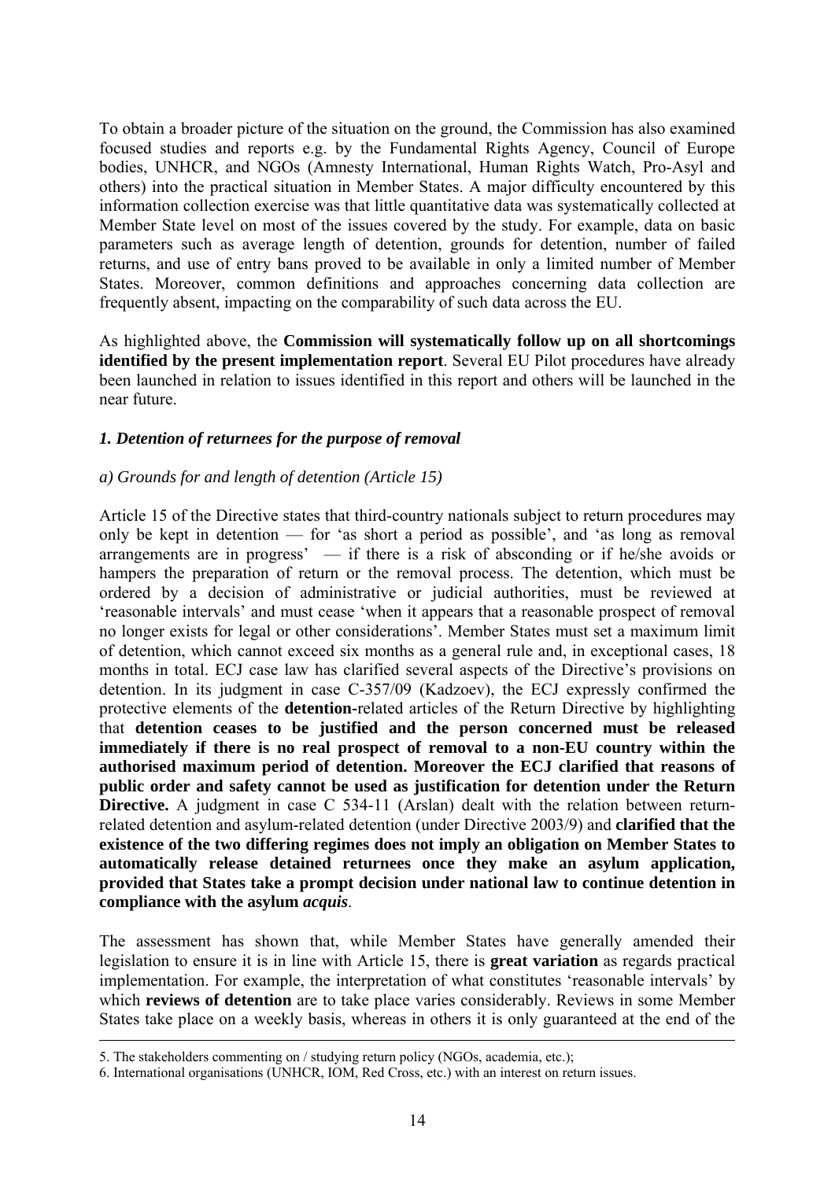To obtain a broader picture of the situation on the ground, the Commission has also examined focused studies and reports e.g. by the Fundamental Rights Agency, Council of Europe bodies, UNHCR, and NGOs (Amnesty International, Human Rights Watch, Pro-Asyl and others) into the practical situation in Member States. A major difficulty encountered by this information collection exercise was that little quantitative data was systematically collected at Member State level on most of the issues covered by the study. For example, data on basic parameters such as average length of detention, grounds for detention, number of failed returns, and use of entry bans proved to be available in only a limited number of Member States. Moreover, common definitions and approaches concerning data collection are frequently absent, impacting on the comparability of such data across the EU.

As highlighted above, the **Commission will systematically follow up on all shortcomings identified by the present implementation report**. Several EU Pilot procedures have already been launched in relation to issues identified in this report and others will be launched in the near future.

### *1. Detention of returnees for the purpose of removal*

#### *a) Grounds for and length of detention (Article 15)*

Article 15 of the Directive states that third-country nationals subject to return procedures may only be kept in detention — for 'as short a period as possible', and 'as long as removal arrangements are in progress' — if there is a risk of absconding or if he/she avoids or hampers the preparation of return or the removal process. The detention, which must be ordered by a decision of administrative or judicial authorities, must be reviewed at 'reasonable intervals' and must cease 'when it appears that a reasonable prospect of removal no longer exists for legal or other considerations'. Member States must set a maximum limit of detention, which cannot exceed six months as a general rule and, in exceptional cases, 18 months in total. ECJ case law has clarified several aspects of the Directive's provisions on detention. In its judgment in case C-357/09 (Kadzoev), the ECJ expressly confirmed the protective elements of the **detention**-related articles of the Return Directive by highlighting that **detention ceases to be justified and the person concerned must be released immediately if there is no real prospect of removal to a non-EU country within the authorised maximum period of detention. Moreover the ECJ clarified that reasons of public order and safety cannot be used as justification for detention under the Return Directive.** A judgment in case C 534-11 (Arslan) dealt with the relation between return-related detention and asylum-related detention (under Directive 2003/9) and **clarified that the existence of the two differing regimes does not imply an obligation on Member States to automatically release detained returnees once they make an asylum application, provided that States take a prompt decision under national law to continue detention in compliance with the asylum *acquis***.

The assessment has shown that, while Member States have generally amended their legislation to ensure it is in line with Article 15, there is **great variation** as regards practical implementation. For example, the interpretation of what constitutes 'reasonable intervals' by which **reviews of detention** are to take place varies considerably. Reviews in some Member States take place on a weekly basis, whereas in others it is only guaranteed at the end of the

---

5. The stakeholders commenting on / studying return policy (NGOs, academia, etc.);

6. International organisations (UNHCR, IOM, Red Cross, etc.) with an interest on return issues.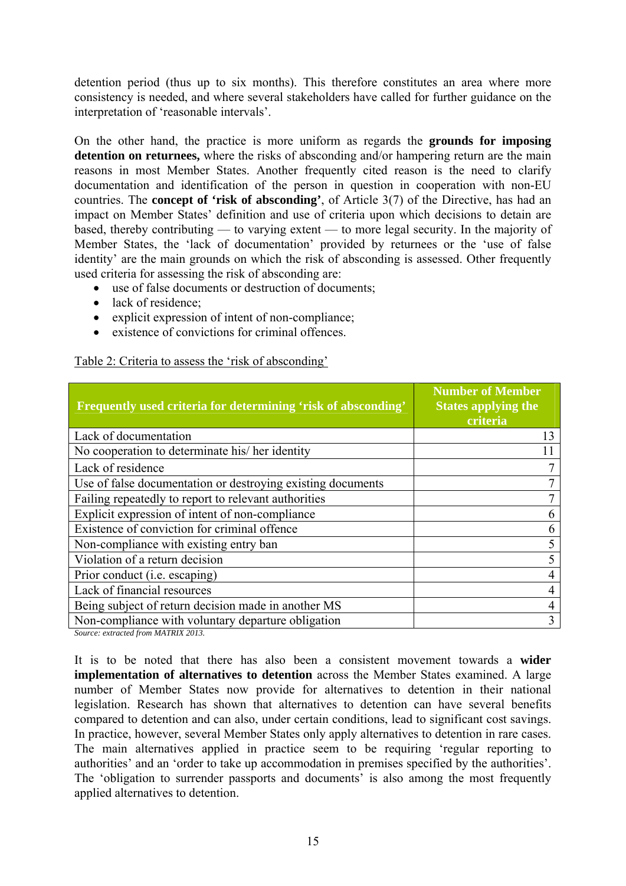detention period (thus up to six months). This therefore constitutes an area where more consistency is needed, and where several stakeholders have called for further guidance on the interpretation of 'reasonable intervals'.

On the other hand, the practice is more uniform as regards the **grounds for imposing detention on returnees,** where the risks of absconding and/or hampering return are the main reasons in most Member States. Another frequently cited reason is the need to clarify documentation and identification of the person in question in cooperation with non-EU countries. The **concept of 'risk of absconding'**, of Article 3(7) of the Directive, has had an impact on Member States' definition and use of criteria upon which decisions to detain are based, thereby contributing — to varying extent — to more legal security. In the majority of Member States, the 'lack of documentation' provided by returnees or the 'use of false identity' are the main grounds on which the risk of absconding is assessed. Other frequently used criteria for assessing the risk of absconding are:

- use of false documents or destruction of documents;
- lack of residence;
- explicit expression of intent of non-compliance;
- existence of convictions for criminal offences.

Table 2: Criteria to assess the 'risk of absconding'

| Frequently used criteria for determining 'risk of absconding' | Number of Member States applying the criteria |
|---|---|
| Lack of documentation | 13 |
| No cooperation to determinate his/ her identity | 11 |
| Lack of residence | 7 |
| Use of false documentation or destroying existing documents | 7 |
| Failing repeatedly to report to relevant authorities | 7 |
| Explicit expression of intent of non-compliance | 6 |
| Existence of conviction for criminal offence | 6 |
| Non-compliance with existing entry ban | 5 |
| Violation of a return decision | 5 |
| Prior conduct (i.e. escaping) | 4 |
| Lack of financial resources | 4 |
| Being subject of return decision made in another MS | 4 |
| Non-compliance with voluntary departure obligation | 3 |

*Source: extracted from MATRIX 2013.*

It is to be noted that there has also been a consistent movement towards a **wider implementation of alternatives to detention** across the Member States examined. A large number of Member States now provide for alternatives to detention in their national legislation. Research has shown that alternatives to detention can have several benefits compared to detention and can also, under certain conditions, lead to significant cost savings. In practice, however, several Member States only apply alternatives to detention in rare cases. The main alternatives applied in practice seem to be requiring 'regular reporting to authorities' and an 'order to take up accommodation in premises specified by the authorities'. The 'obligation to surrender passports and documents' is also among the most frequently applied alternatives to detention.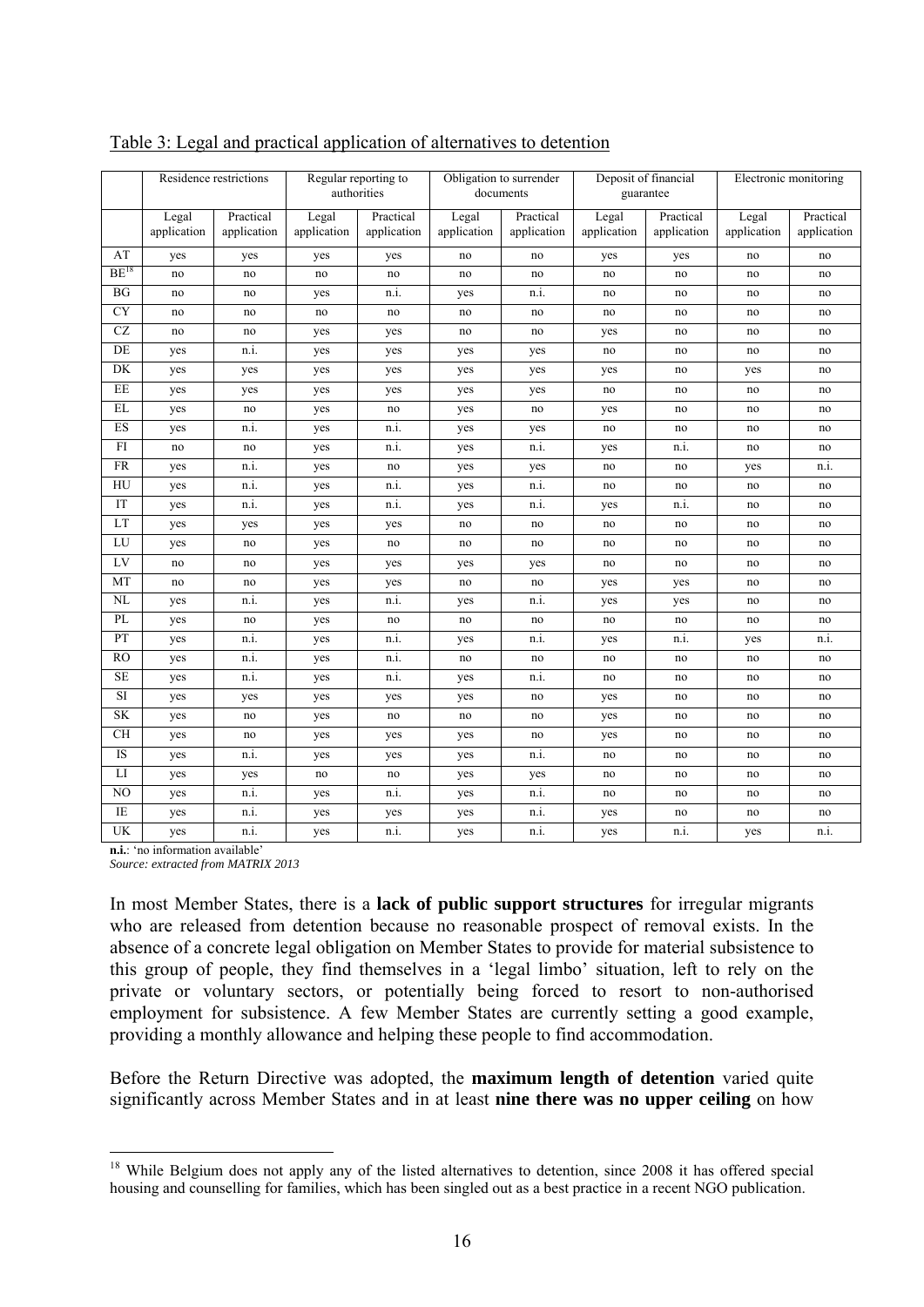Table 3: Legal and practical application of alternatives to detention

| | Residence restrictions | | Regular reporting to authorities | | Obligation to surrender documents | | Deposit of financial guarantee | | Electronic monitoring | |
|---|---|---|---|---|---|---|---|---|---|---|
| | Legal application | Practical application | Legal application | Practical application | Legal application | Practical application | Legal application | Practical application | Legal application | Practical application |
| AT | yes | yes | yes | yes | no | no | yes | yes | no | no |
| BE[18] | no | no | no | no | no | no | no | no | no | no |
| BG | no | no | yes | n.i. | yes | n.i. | no | no | no | no |
| CY | no | no | no | no | no | no | no | no | no | no |
| CZ | no | no | yes | yes | no | no | yes | no | no | no |
| DE | yes | n.i. | yes | yes | yes | yes | no | no | no | no |
| DK | yes | yes | yes | yes | yes | yes | yes | no | yes | no |
| EE | yes | yes | yes | yes | yes | yes | no | no | no | no |
| EL | yes | no | yes | no | yes | no | yes | no | no | no |
| ES | yes | n.i. | yes | n.i. | yes | yes | no | no | no | no |
| FI | no | no | yes | n.i. | yes | n.i. | yes | n.i. | no | no |
| FR | yes | n.i. | yes | no | yes | yes | no | no | yes | n.i. |
| HU | yes | n.i. | yes | n.i. | yes | n.i. | no | no | no | no |
| IT | yes | n.i. | yes | n.i. | yes | n.i. | yes | n.i. | no | no |
| LT | yes | yes | yes | yes | no | no | no | no | no | no |
| LU | yes | no | yes | no | no | no | no | no | no | no |
| LV | no | no | yes | yes | yes | yes | no | no | no | no |
| MT | no | no | yes | yes | no | no | yes | yes | no | no |
| NL | yes | n.i. | yes | n.i. | yes | n.i. | yes | yes | no | no |
| PL | yes | no | yes | no | no | no | no | no | no | no |
| PT | yes | n.i. | yes | n.i. | yes | n.i. | yes | n.i. | yes | n.i. |
| RO | yes | n.i. | yes | n.i. | no | no | no | no | no | no |
| SE | yes | n.i. | yes | n.i. | yes | n.i. | no | no | no | no |
| SI | yes | yes | yes | yes | yes | no | yes | no | no | no |
| SK | yes | no | yes | no | no | no | yes | no | no | no |
| CH | yes | no | yes | yes | yes | no | yes | no | no | no |
| IS | yes | n.i. | yes | yes | yes | n.i. | no | no | no | no |
| LI | yes | yes | no | no | yes | yes | no | no | no | no |
| NO | yes | n.i. | yes | n.i. | yes | n.i. | no | no | no | no |
| IE | yes | n.i. | yes | yes | yes | n.i. | yes | no | no | no |
| UK | yes | n.i. | yes | n.i. | yes | n.i. | yes | n.i. | yes | n.i. |

**n.i.**: 'no information available'
*Source: extracted from MATRIX 2013*

In most Member States, there is a **lack of public support structures** for irregular migrants who are released from detention because no reasonable prospect of removal exists. In the absence of a concrete legal obligation on Member States to provide for material subsistence to this group of people, they find themselves in a 'legal limbo' situation, left to rely on the private or voluntary sectors, or potentially being forced to resort to non-authorised employment for subsistence. A few Member States are currently setting a good example, providing a monthly allowance and helping these people to find accommodation.

Before the Return Directive was adopted, the **maximum length of detention** varied quite significantly across Member States and in at least **nine there was no upper ceiling** on how

[18] While Belgium does not apply any of the listed alternatives to detention, since 2008 it has offered special housing and counselling for families, which has been singled out as a best practice in a recent NGO publication.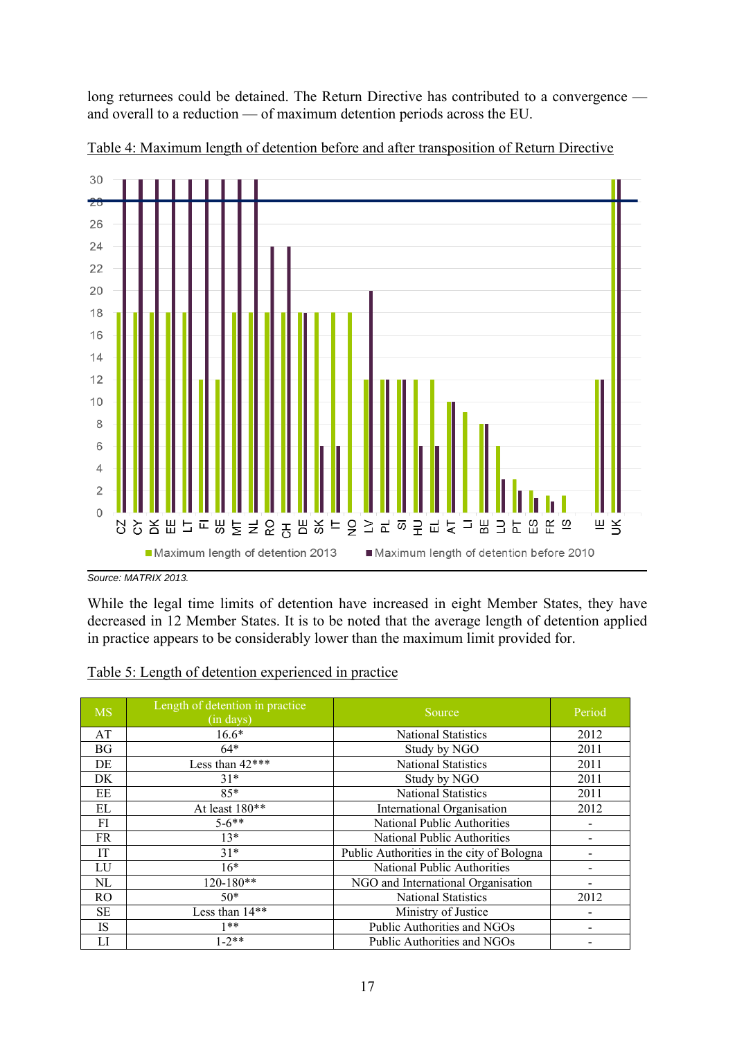long returnees could be detained. The Return Directive has contributed to a convergence — and overall to a reduction — of maximum detention periods across the EU.

Table 4: Maximum length of detention before and after transposition of Return Directive

Source: MATRIX 2013.

While the legal time limits of detention have increased in eight Member States, they have decreased in 12 Member States. It is to be noted that the average length of detention applied in practice appears to be considerably lower than the maximum limit provided for.

Table 5: Length of detention experienced in practice

| MS | Length of detention in practice (in days) | Source | Period |
|---|---|---|---|
| AT | 16.6* | National Statistics | 2012 |
| BG | 64* | Study by NGO | 2011 |
| DE | Less than 42*** | National Statistics | 2011 |
| DK | 31* | Study by NGO | 2011 |
| EE | 85* | National Statistics | 2011 |
| EL | At least 180** | International Organisation | 2012 |
| FI | 5-6** | National Public Authorities | - |
| FR | 13* | National Public Authorities | - |
| IT | 31* | Public Authorities in the city of Bologna | - |
| LU | 16* | National Public Authorities | - |
| NL | 120-180** | NGO and International Organisation | - |
| RO | 50* | National Statistics | 2012 |
| SE | Less than 14** | Ministry of Justice | - |
| IS | 1** | Public Authorities and NGOs | - |
| LI | 1-2** | Public Authorities and NGOs | - |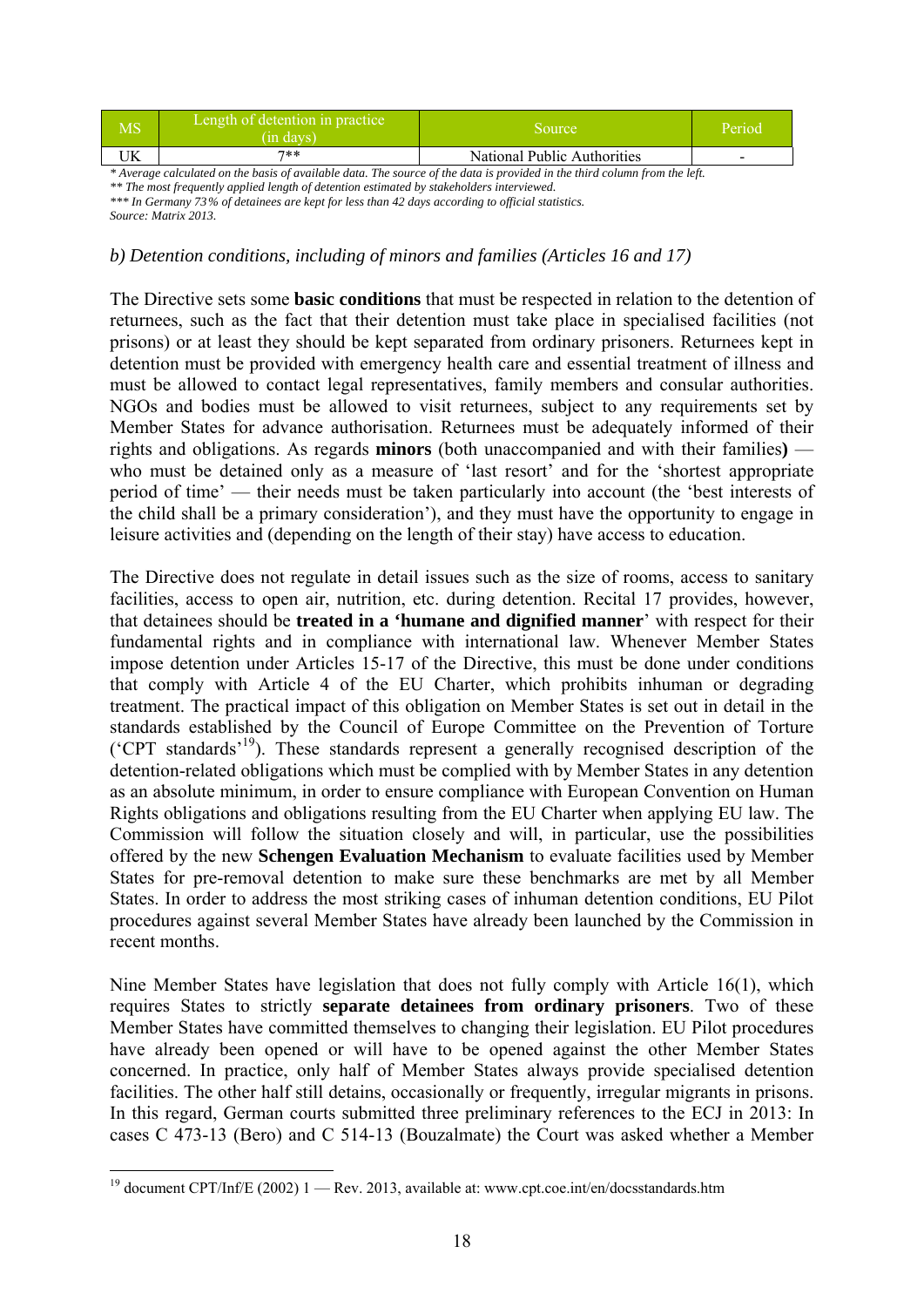| MS | Length of detention in practice (in days) | Source | Period |
|---|---|---|---|
| UK | 7** | National Public Authorities | - |

*\* Average calculated on the basis of available data. The source of the data is provided in the third column from the left.*
*\*\* The most frequently applied length of detention estimated by stakeholders interviewed.*
*\*\*\* In Germany 73% of detainees are kept for less than 42 days according to official statistics.*
*Source: Matrix 2013.*

*b) Detention conditions, including of minors and families (Articles 16 and 17)*

The Directive sets some **basic conditions** that must be respected in relation to the detention of returnees, such as the fact that their detention must take place in specialised facilities (not prisons) or at least they should be kept separated from ordinary prisoners. Returnees kept in detention must be provided with emergency health care and essential treatment of illness and must be allowed to contact legal representatives, family members and consular authorities. NGOs and bodies must be allowed to visit returnees, subject to any requirements set by Member States for advance authorisation. Returnees must be adequately informed of their rights and obligations. As regards **minors** (both unaccompanied and with their families**)** — who must be detained only as a measure of 'last resort' and for the 'shortest appropriate period of time' — their needs must be taken particularly into account (the 'best interests of the child shall be a primary consideration'), and they must have the opportunity to engage in leisure activities and (depending on the length of their stay) have access to education.

The Directive does not regulate in detail issues such as the size of rooms, access to sanitary facilities, access to open air, nutrition, etc. during detention. Recital 17 provides, however, that detainees should be **treated in a 'humane and dignified manner**' with respect for their fundamental rights and in compliance with international law. Whenever Member States impose detention under Articles 15-17 of the Directive, this must be done under conditions that comply with Article 4 of the EU Charter, which prohibits inhuman or degrading treatment. The practical impact of this obligation on Member States is set out in detail in the standards established by the Council of Europe Committee on the Prevention of Torture ('CPT standards'[19]). These standards represent a generally recognised description of the detention-related obligations which must be complied with by Member States in any detention as an absolute minimum, in order to ensure compliance with European Convention on Human Rights obligations and obligations resulting from the EU Charter when applying EU law. The Commission will follow the situation closely and will, in particular, use the possibilities offered by the new **Schengen Evaluation Mechanism** to evaluate facilities used by Member States for pre-removal detention to make sure these benchmarks are met by all Member States. In order to address the most striking cases of inhuman detention conditions, EU Pilot procedures against several Member States have already been launched by the Commission in recent months.

Nine Member States have legislation that does not fully comply with Article 16(1), which requires States to strictly **separate detainees from ordinary prisoners**. Two of these Member States have committed themselves to changing their legislation. EU Pilot procedures have already been opened or will have to be opened against the other Member States concerned. In practice, only half of Member States always provide specialised detention facilities. The other half still detains, occasionally or frequently, irregular migrants in prisons. In this regard, German courts submitted three preliminary references to the ECJ in 2013: In cases C 473-13 (Bero) and C 514-13 (Bouzalmate) the Court was asked whether a Member

---

[19] document CPT/Inf/E (2002) 1 — Rev. 2013, available at: www.cpt.coe.int/en/docsstandards.htm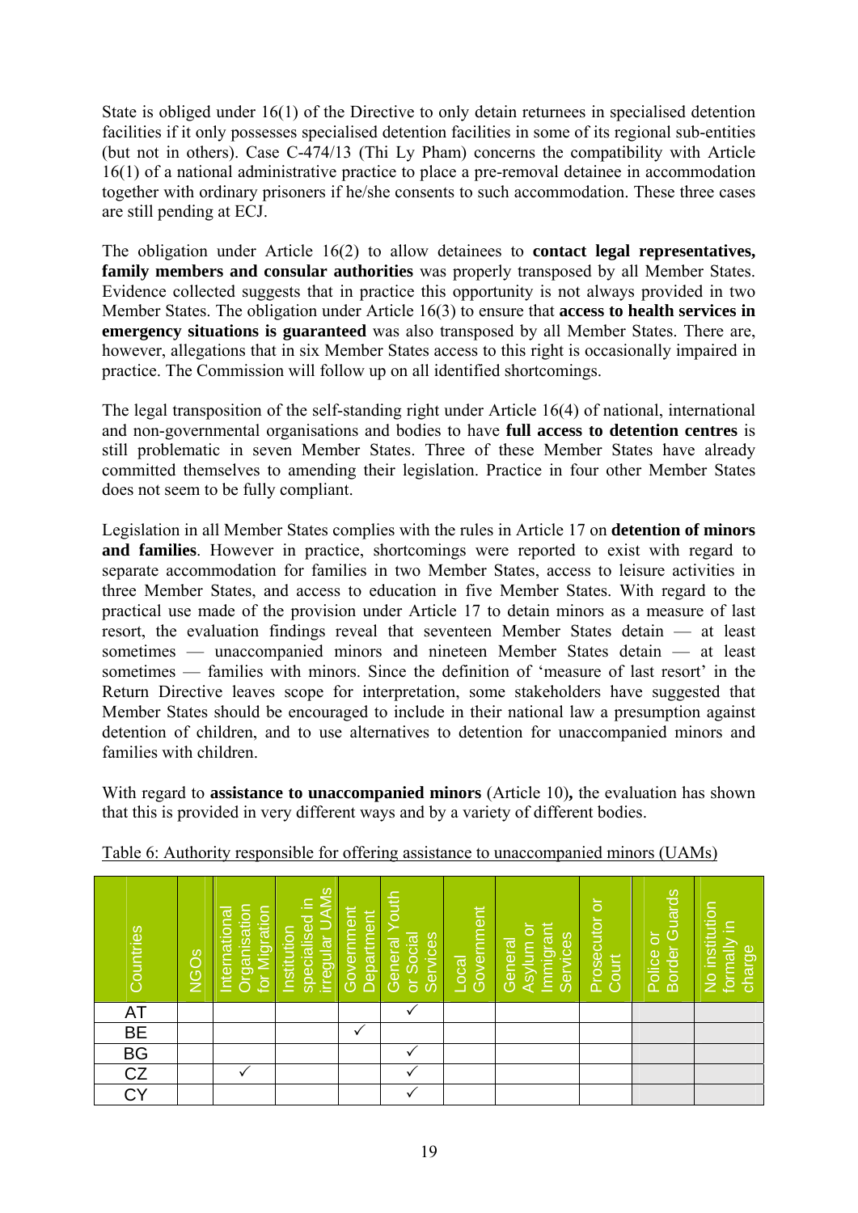State is obliged under 16(1) of the Directive to only detain returnees in specialised detention facilities if it only possesses specialised detention facilities in some of its regional sub-entities (but not in others). Case C-474/13 (Thi Ly Pham) concerns the compatibility with Article 16(1) of a national administrative practice to place a pre-removal detainee in accommodation together with ordinary prisoners if he/she consents to such accommodation. These three cases are still pending at ECJ.

The obligation under Article 16(2) to allow detainees to **contact legal representatives, family members and consular authorities** was properly transposed by all Member States. Evidence collected suggests that in practice this opportunity is not always provided in two Member States. The obligation under Article 16(3) to ensure that **access to health services in emergency situations is guaranteed** was also transposed by all Member States. There are, however, allegations that in six Member States access to this right is occasionally impaired in practice. The Commission will follow up on all identified shortcomings.

The legal transposition of the self-standing right under Article 16(4) of national, international and non-governmental organisations and bodies to have **full access to detention centres** is still problematic in seven Member States. Three of these Member States have already committed themselves to amending their legislation. Practice in four other Member States does not seem to be fully compliant.

Legislation in all Member States complies with the rules in Article 17 on **detention of minors and families**. However in practice, shortcomings were reported to exist with regard to separate accommodation for families in two Member States, access to leisure activities in three Member States, and access to education in five Member States. With regard to the practical use made of the provision under Article 17 to detain minors as a measure of last resort, the evaluation findings reveal that seventeen Member States detain — at least sometimes — unaccompanied minors and nineteen Member States detain — at least sometimes — families with minors. Since the definition of 'measure of last resort' in the Return Directive leaves scope for interpretation, some stakeholders have suggested that Member States should be encouraged to include in their national law a presumption against detention of children, and to use alternatives to detention for unaccompanied minors and families with children.

With regard to **assistance to unaccompanied minors** (Article 10)**,** the evaluation has shown that this is provided in very different ways and by a variety of different bodies.

Table 6: Authority responsible for offering assistance to unaccompanied minors (UAMs)

| Countries | NGOs | International Organisation for Migration | Institution specialised in irregular UAMs | Government Department | General Youth or Social Services | Local Government | General Asylum or Immigrant Services | Prosecutor or Court | Police or Border Guards | No institution formally in charge |
|---|---|---|---|---|---|---|---|---|---|---|
| AT | | | | | ✓ | | | | | |
| BE | | | | ✓ | | | | | | |
| BG | | | | | ✓ | | | | | |
| CZ | | ✓ | | | ✓ | | | | | |
| CY | | | | | ✓ | | | | | |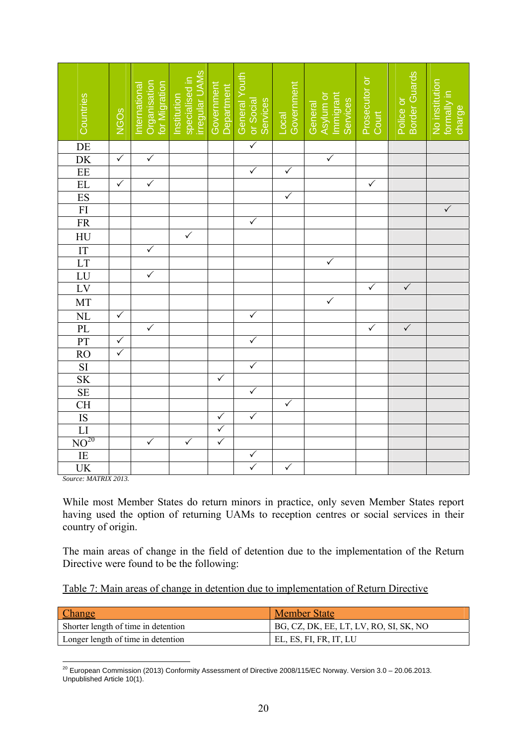| Countries | NGOs | International Organisation for Migration | Institution specialised in irregular UAMs | Government Department | General Youth or Social Services | Local Government | General Asylum or Immigrant Services | Prosecutor or Court | Police or Border Guards | No institution formally in charge |
|---|---|---|---|---|---|---|---|---|---|---|
| DE | | | | | ✓ | | | | | |
| DK | ✓ | ✓ | | | | | ✓ | | | |
| EE | | | | | ✓ | ✓ | | | | |
| EL | ✓ | ✓ | | | | | | ✓ | | |
| ES | | | | | | ✓ | | | | |
| FI | | | | | | | | | | ✓ |
| FR | | | | | ✓ | | | | | |
| HU | | | ✓ | | | | | | | |
| IT | | ✓ | | | | | | | | |
| LT | | | | | | | ✓ | | | |
| LU | | ✓ | | | | | | | | |
| LV | | | | | | | | ✓ | ✓ | |
| MT | | | | | | | ✓ | | | |
| NL | ✓ | | | | ✓ | | | | | |
| PL | | ✓ | | | | | | ✓ | ✓ | |
| PT | ✓ | | | | ✓ | | | | | |
| RO | ✓ | | | | | | | | | |
| SI | | | | | ✓ | | | | | |
| SK | | | | ✓ | | | | | | |
| SE | | | | | ✓ | | | | | |
| CH | | | | | | ✓ | | | | |
| IS | | | | ✓ | ✓ | | | | | |
| LI | | | | ✓ | | | | | | |
| NO[20] | | ✓ | ✓ | ✓ | | | | | | |
| IE | | | | | ✓ | | | | | |
| UK | | | | | ✓ | ✓ | | | | |

*Source: MATRIX 2013.*

While most Member States do return minors in practice, only seven Member States report having used the option of returning UAMs to reception centres or social services in their country of origin.

The main areas of change in the field of detention due to the implementation of the Return Directive were found to be the following:

Table 7: Main areas of change in detention due to implementation of Return Directive

| Change | Member State |
|---|---|
| Shorter length of time in detention | BG, CZ, DK, EE, LT, LV, RO, SI, SK, NO |
| Longer length of time in detention | EL, ES, FI, FR, IT, LU |

[20] European Commission (2013) Conformity Assessment of Directive 2008/115/EC Norway. Version 3.0 – 20.06.2013. Unpublished Article 10(1).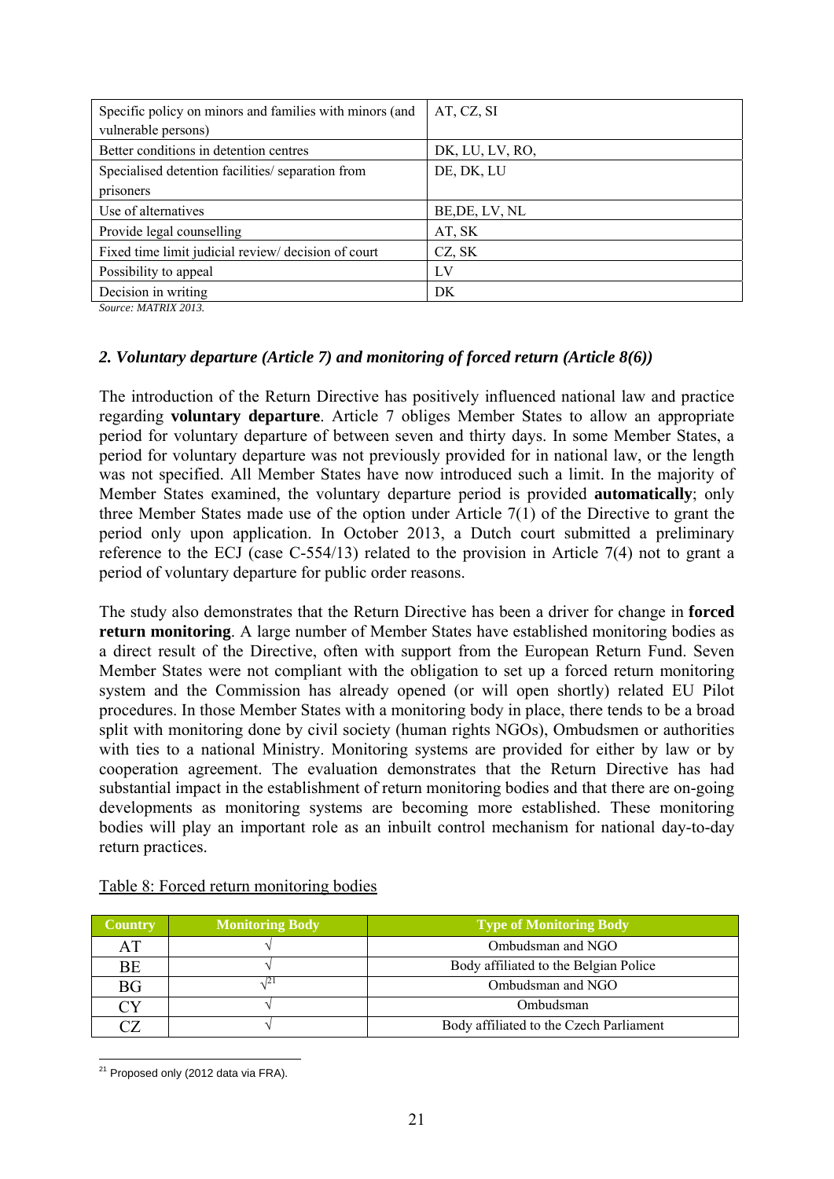| Specific policy on minors and families with minors (and vulnerable persons) | AT, CZ, SI |
| --- | --- |
| Better conditions in detention centres | DK, LU, LV, RO, |
| Specialised detention facilities/ separation from prisoners | DE, DK, LU |
| Use of alternatives | BE,DE, LV, NL |
| Provide legal counselling | AT, SK |
| Fixed time limit judicial review/ decision of court | CZ, SK |
| Possibility to appeal | LV |
| Decision in writing | DK |

*Source: MATRIX 2013.*

### *2. Voluntary departure (Article 7) and monitoring of forced return (Article 8(6))*

The introduction of the Return Directive has positively influenced national law and practice regarding **voluntary departure**. Article 7 obliges Member States to allow an appropriate period for voluntary departure of between seven and thirty days. In some Member States, a period for voluntary departure was not previously provided for in national law, or the length was not specified. All Member States have now introduced such a limit. In the majority of Member States examined, the voluntary departure period is provided **automatically**; only three Member States made use of the option under Article 7(1) of the Directive to grant the period only upon application. In October 2013, a Dutch court submitted a preliminary reference to the ECJ (case C-554/13) related to the provision in Article 7(4) not to grant a period of voluntary departure for public order reasons.

The study also demonstrates that the Return Directive has been a driver for change in **forced return monitoring**. A large number of Member States have established monitoring bodies as a direct result of the Directive, often with support from the European Return Fund. Seven Member States were not compliant with the obligation to set up a forced return monitoring system and the Commission has already opened (or will open shortly) related EU Pilot procedures. In those Member States with a monitoring body in place, there tends to be a broad split with monitoring done by civil society (human rights NGOs), Ombudsmen or authorities with ties to a national Ministry. Monitoring systems are provided for either by law or by cooperation agreement. The evaluation demonstrates that the Return Directive has had substantial impact in the establishment of return monitoring bodies and that there are on-going developments as monitoring systems are becoming more established. These monitoring bodies will play an important role as an inbuilt control mechanism for national day-to-day return practices.

Table 8: Forced return monitoring bodies

| Country | Monitoring Body | Type of Monitoring Body |
| --- | --- | --- |
| AT | √ | Ombudsman and NGO |
| BE | √ | Body affiliated to the Belgian Police |
| BG | √[21] | Ombudsman and NGO |
| CY | √ | Ombudsman |
| CZ | √ | Body affiliated to the Czech Parliament |

[21] Proposed only (2012 data via FRA).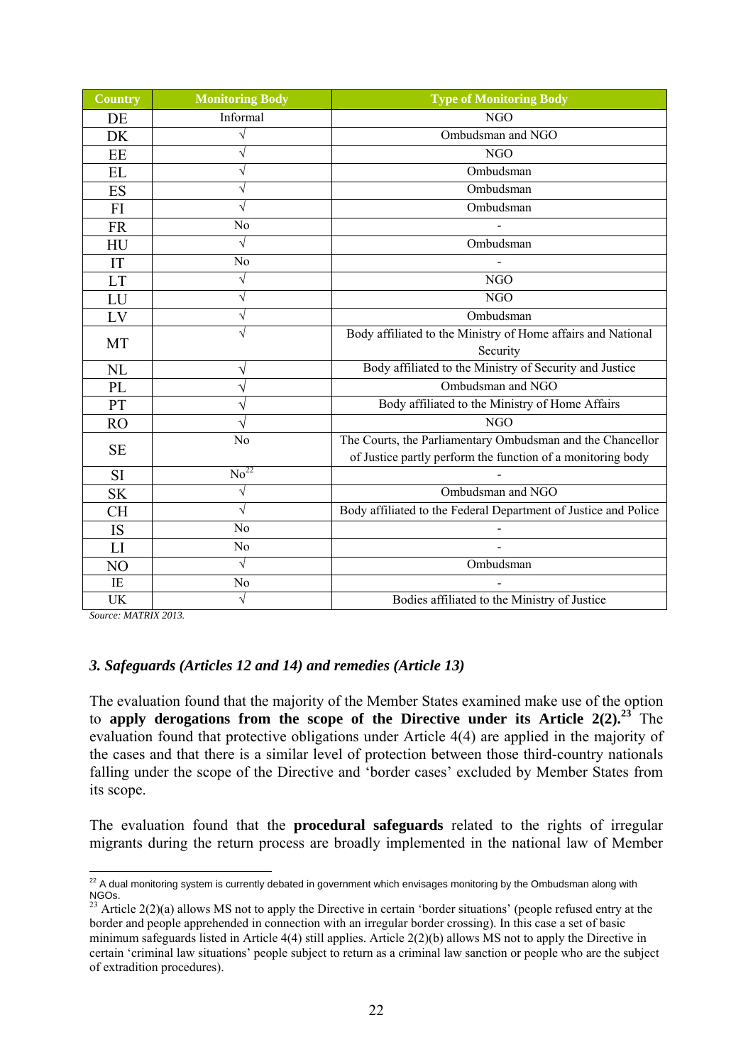| Country | Monitoring Body | Type of Monitoring Body |
|---|---|---|
| DE | Informal | NGO |
| DK | √ | Ombudsman and NGO |
| EE | √ | NGO |
| EL | √ | Ombudsman |
| ES | √ | Ombudsman |
| FI | √ | Ombudsman |
| FR | No | - |
| HU | √ | Ombudsman |
| IT | No | - |
| LT | √ | NGO |
| LU | √ | NGO |
| LV | √ | Ombudsman |
| MT | √ | Body affiliated to the Ministry of Home affairs and National Security |
| NL | √ | Body affiliated to the Ministry of Security and Justice |
| PL | √ | Ombudsman and NGO |
| PT | √ | Body affiliated to the Ministry of Home Affairs |
| RO | √ | NGO |
| SE | No | The Courts, the Parliamentary Ombudsman and the Chancellor of Justice partly perform the function of a monitoring body |
| SI | No[22] | - |
| SK | √ | Ombudsman and NGO |
| CH | √ | Body affiliated to the Federal Department of Justice and Police |
| IS | No | - |
| LI | No | - |
| NO | √ | Ombudsman |
| IE | No | - |
| UK | √ | Bodies affiliated to the Ministry of Justice |

*Source: MATRIX 2013.*

### *3. Safeguards (Articles 12 and 14) and remedies (Article 13)*

The evaluation found that the majority of the Member States examined make use of the option to **apply derogations from the scope of the Directive under its Article 2(2).**[23] The evaluation found that protective obligations under Article 4(4) are applied in the majority of the cases and that there is a similar level of protection between those third-country nationals falling under the scope of the Directive and 'border cases' excluded by Member States from its scope.

The evaluation found that the **procedural safeguards** related to the rights of irregular migrants during the return process are broadly implemented in the national law of Member

---

[22] A dual monitoring system is currently debated in government which envisages monitoring by the Ombudsman along with NGOs.

[23] Article 2(2)(a) allows MS not to apply the Directive in certain 'border situations' (people refused entry at the border and people apprehended in connection with an irregular border crossing). In this case a set of basic minimum safeguards listed in Article 4(4) still applies. Article 2(2)(b) allows MS not to apply the Directive in certain 'criminal law situations' people subject to return as a criminal law sanction or people who are the subject of extradition procedures).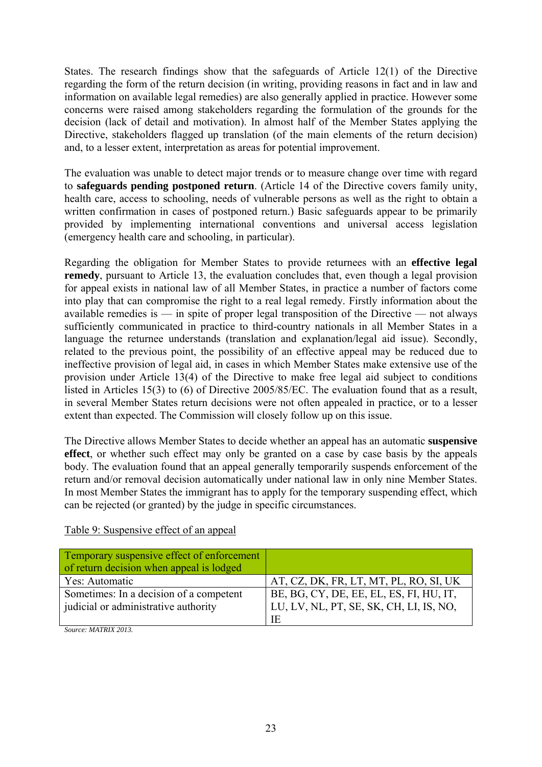States. The research findings show that the safeguards of Article 12(1) of the Directive regarding the form of the return decision (in writing, providing reasons in fact and in law and information on available legal remedies) are also generally applied in practice. However some concerns were raised among stakeholders regarding the formulation of the grounds for the decision (lack of detail and motivation). In almost half of the Member States applying the Directive, stakeholders flagged up translation (of the main elements of the return decision) and, to a lesser extent, interpretation as areas for potential improvement.

The evaluation was unable to detect major trends or to measure change over time with regard to **safeguards pending postponed return**. (Article 14 of the Directive covers family unity, health care, access to schooling, needs of vulnerable persons as well as the right to obtain a written confirmation in cases of postponed return.) Basic safeguards appear to be primarily provided by implementing international conventions and universal access legislation (emergency health care and schooling, in particular).

Regarding the obligation for Member States to provide returnees with an **effective legal remedy**, pursuant to Article 13, the evaluation concludes that, even though a legal provision for appeal exists in national law of all Member States, in practice a number of factors come into play that can compromise the right to a real legal remedy. Firstly information about the available remedies is — in spite of proper legal transposition of the Directive — not always sufficiently communicated in practice to third-country nationals in all Member States in a language the returnee understands (translation and explanation/legal aid issue). Secondly, related to the previous point, the possibility of an effective appeal may be reduced due to ineffective provision of legal aid, in cases in which Member States make extensive use of the provision under Article 13(4) of the Directive to make free legal aid subject to conditions listed in Articles 15(3) to (6) of Directive 2005/85/EC. The evaluation found that as a result, in several Member States return decisions were not often appealed in practice, or to a lesser extent than expected. The Commission will closely follow up on this issue.

The Directive allows Member States to decide whether an appeal has an automatic **suspensive effect**, or whether such effect may only be granted on a case by case basis by the appeals body. The evaluation found that an appeal generally temporarily suspends enforcement of the return and/or removal decision automatically under national law in only nine Member States. In most Member States the immigrant has to apply for the temporary suspending effect, which can be rejected (or granted) by the judge in specific circumstances.

Table 9: Suspensive effect of an appeal

| Temporary suspensive effect of enforcement of return decision when appeal is lodged | |
|---|---|
| Yes: Automatic | AT, CZ, DK, FR, LT, MT, PL, RO, SI, UK |
| Sometimes: In a decision of a competent judicial or administrative authority | BE, BG, CY, DE, EE, EL, ES, FI, HU, IT, LU, LV, NL, PT, SE, SK, CH, LI, IS, NO, IE |

*Source: MATRIX 2013.*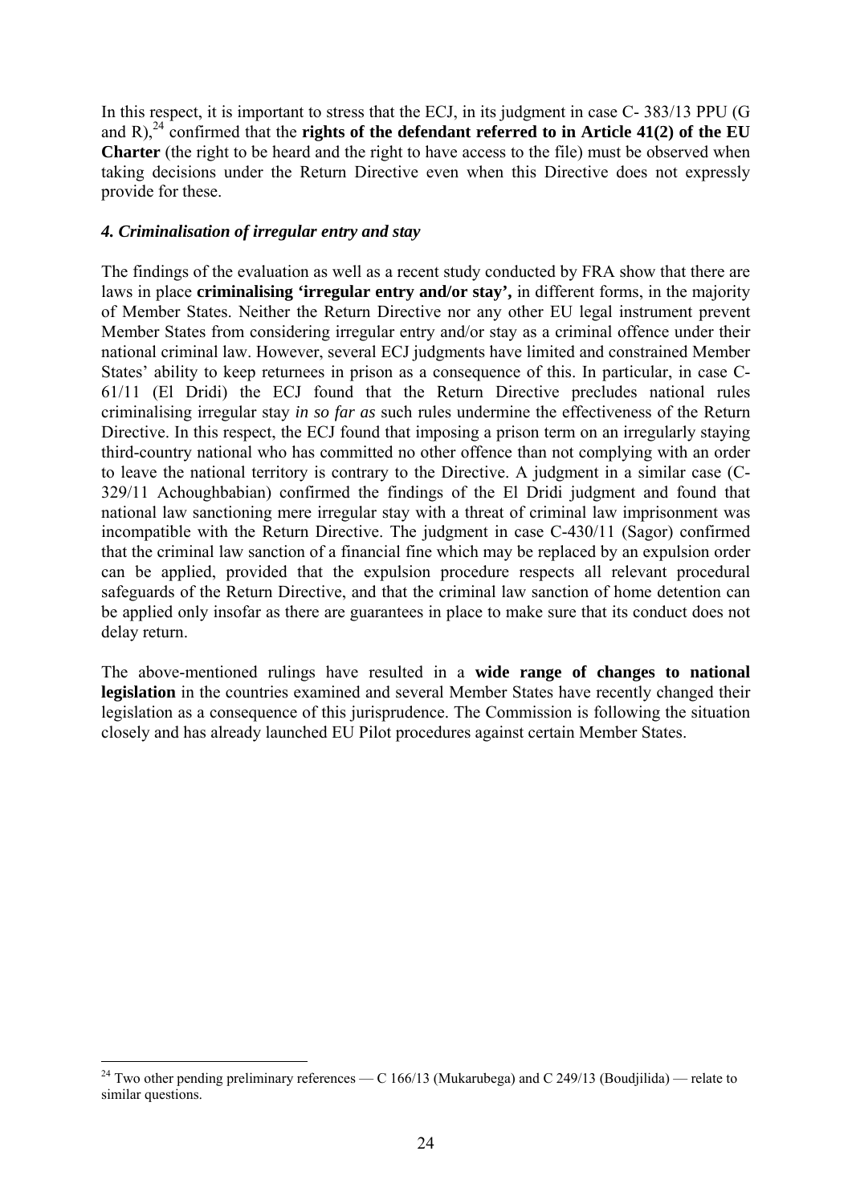In this respect, it is important to stress that the ECJ, in its judgment in case C- 383/13 PPU (G and R),[24] confirmed that the **rights of the defendant referred to in Article 41(2) of the EU Charter** (the right to be heard and the right to have access to the file) must be observed when taking decisions under the Return Directive even when this Directive does not expressly provide for these.

#### *4. Criminalisation of irregular entry and stay*

The findings of the evaluation as well as a recent study conducted by FRA show that there are laws in place **criminalising 'irregular entry and/or stay',** in different forms, in the majority of Member States. Neither the Return Directive nor any other EU legal instrument prevent Member States from considering irregular entry and/or stay as a criminal offence under their national criminal law. However, several ECJ judgments have limited and constrained Member States' ability to keep returnees in prison as a consequence of this. In particular, in case C-61/11 (El Dridi) the ECJ found that the Return Directive precludes national rules criminalising irregular stay *in so far as* such rules undermine the effectiveness of the Return Directive. In this respect, the ECJ found that imposing a prison term on an irregularly staying third-country national who has committed no other offence than not complying with an order to leave the national territory is contrary to the Directive. A judgment in a similar case (C-329/11 Achoughbabian) confirmed the findings of the El Dridi judgment and found that national law sanctioning mere irregular stay with a threat of criminal law imprisonment was incompatible with the Return Directive. The judgment in case C-430/11 (Sagor) confirmed that the criminal law sanction of a financial fine which may be replaced by an expulsion order can be applied, provided that the expulsion procedure respects all relevant procedural safeguards of the Return Directive, and that the criminal law sanction of home detention can be applied only insofar as there are guarantees in place to make sure that its conduct does not delay return.

The above-mentioned rulings have resulted in a **wide range of changes to national legislation** in the countries examined and several Member States have recently changed their legislation as a consequence of this jurisprudence. The Commission is following the situation closely and has already launched EU Pilot procedures against certain Member States.

[24] Two other pending preliminary references — C 166/13 (Mukarubega) and C 249/13 (Boudjilida) — relate to similar questions.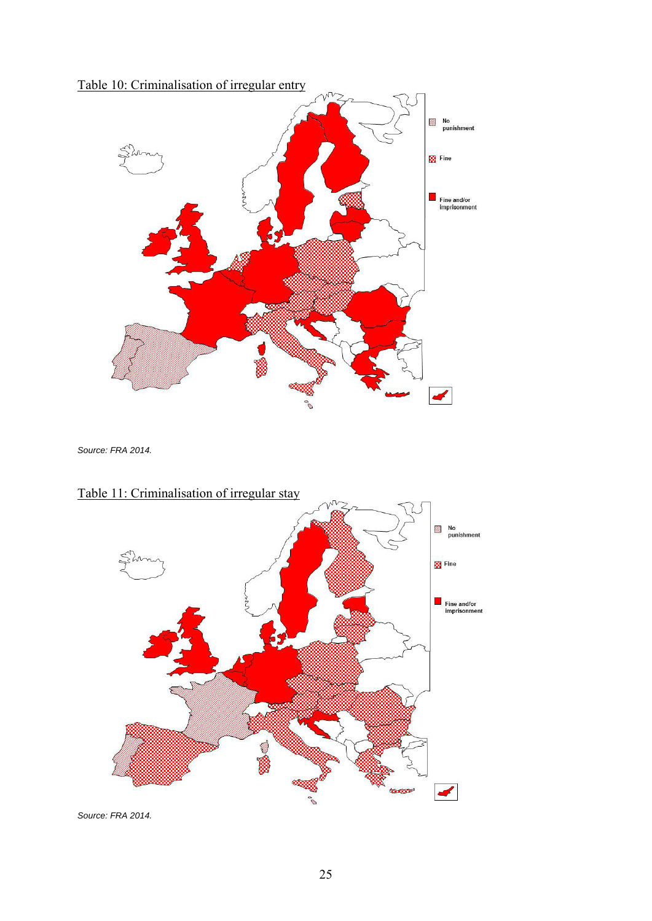Table 10: Criminalisation of irregular entry

No punishment

Fine

Fine and/or imprisonment

*Source: FRA 2014.*

Table 11: Criminalisation of irregular stay

No punishment

Fine

Fine and/or imprisonment

*Source: FRA 2014.*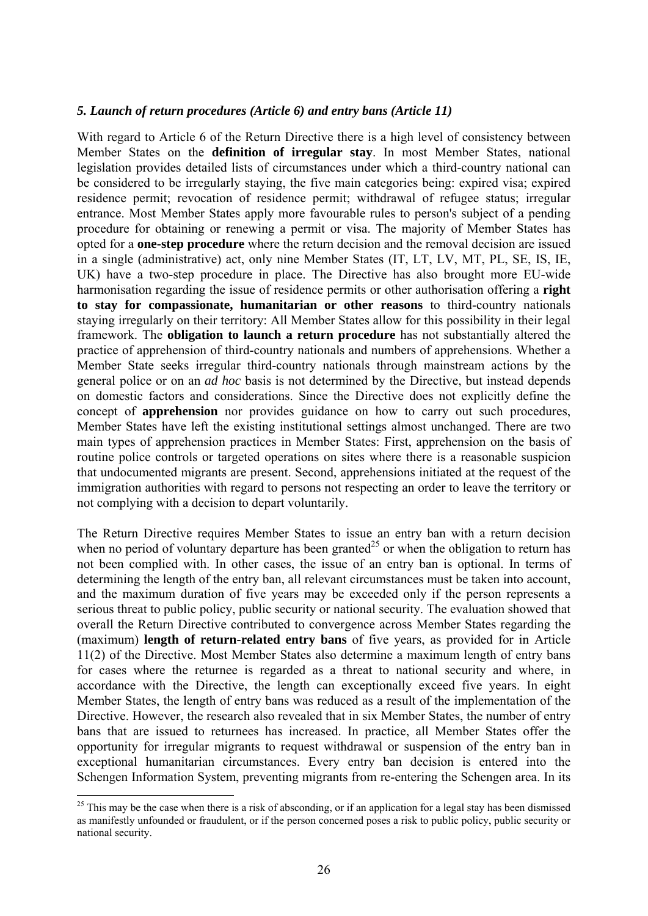### *5. Launch of return procedures (Article 6) and entry bans (Article 11)*

With regard to Article 6 of the Return Directive there is a high level of consistency between Member States on the **definition of irregular stay**. In most Member States, national legislation provides detailed lists of circumstances under which a third-country national can be considered to be irregularly staying, the five main categories being: expired visa; expired residence permit; revocation of residence permit; withdrawal of refugee status; irregular entrance. Most Member States apply more favourable rules to person's subject of a pending procedure for obtaining or renewing a permit or visa. The majority of Member States has opted for a **one-step procedure** where the return decision and the removal decision are issued in a single (administrative) act, only nine Member States (IT, LT, LV, MT, PL, SE, IS, IE, UK) have a two-step procedure in place. The Directive has also brought more EU-wide harmonisation regarding the issue of residence permits or other authorisation offering a **right to stay for compassionate, humanitarian or other reasons** to third-country nationals staying irregularly on their territory: All Member States allow for this possibility in their legal framework. The **obligation to launch a return procedure** has not substantially altered the practice of apprehension of third-country nationals and numbers of apprehensions. Whether a Member State seeks irregular third-country nationals through mainstream actions by the general police or on an *ad hoc* basis is not determined by the Directive, but instead depends on domestic factors and considerations. Since the Directive does not explicitly define the concept of **apprehension** nor provides guidance on how to carry out such procedures, Member States have left the existing institutional settings almost unchanged. There are two main types of apprehension practices in Member States: First, apprehension on the basis of routine police controls or targeted operations on sites where there is a reasonable suspicion that undocumented migrants are present. Second, apprehensions initiated at the request of the immigration authorities with regard to persons not respecting an order to leave the territory or not complying with a decision to depart voluntarily.

The Return Directive requires Member States to issue an entry ban with a return decision when no period of voluntary departure has been granted[25] or when the obligation to return has not been complied with. In other cases, the issue of an entry ban is optional. In terms of determining the length of the entry ban, all relevant circumstances must be taken into account, and the maximum duration of five years may be exceeded only if the person represents a serious threat to public policy, public security or national security. The evaluation showed that overall the Return Directive contributed to convergence across Member States regarding the (maximum) **length of return-related entry bans** of five years, as provided for in Article 11(2) of the Directive. Most Member States also determine a maximum length of entry bans for cases where the returnee is regarded as a threat to national security and where, in accordance with the Directive, the length can exceptionally exceed five years. In eight Member States, the length of entry bans was reduced as a result of the implementation of the Directive. However, the research also revealed that in six Member States, the number of entry bans that are issued to returnees has increased. In practice, all Member States offer the opportunity for irregular migrants to request withdrawal or suspension of the entry ban in exceptional humanitarian circumstances. Every entry ban decision is entered into the Schengen Information System, preventing migrants from re-entering the Schengen area. In its

---

[25] This may be the case when there is a risk of absconding, or if an application for a legal stay has been dismissed as manifestly unfounded or fraudulent, or if the person concerned poses a risk to public policy, public security or national security.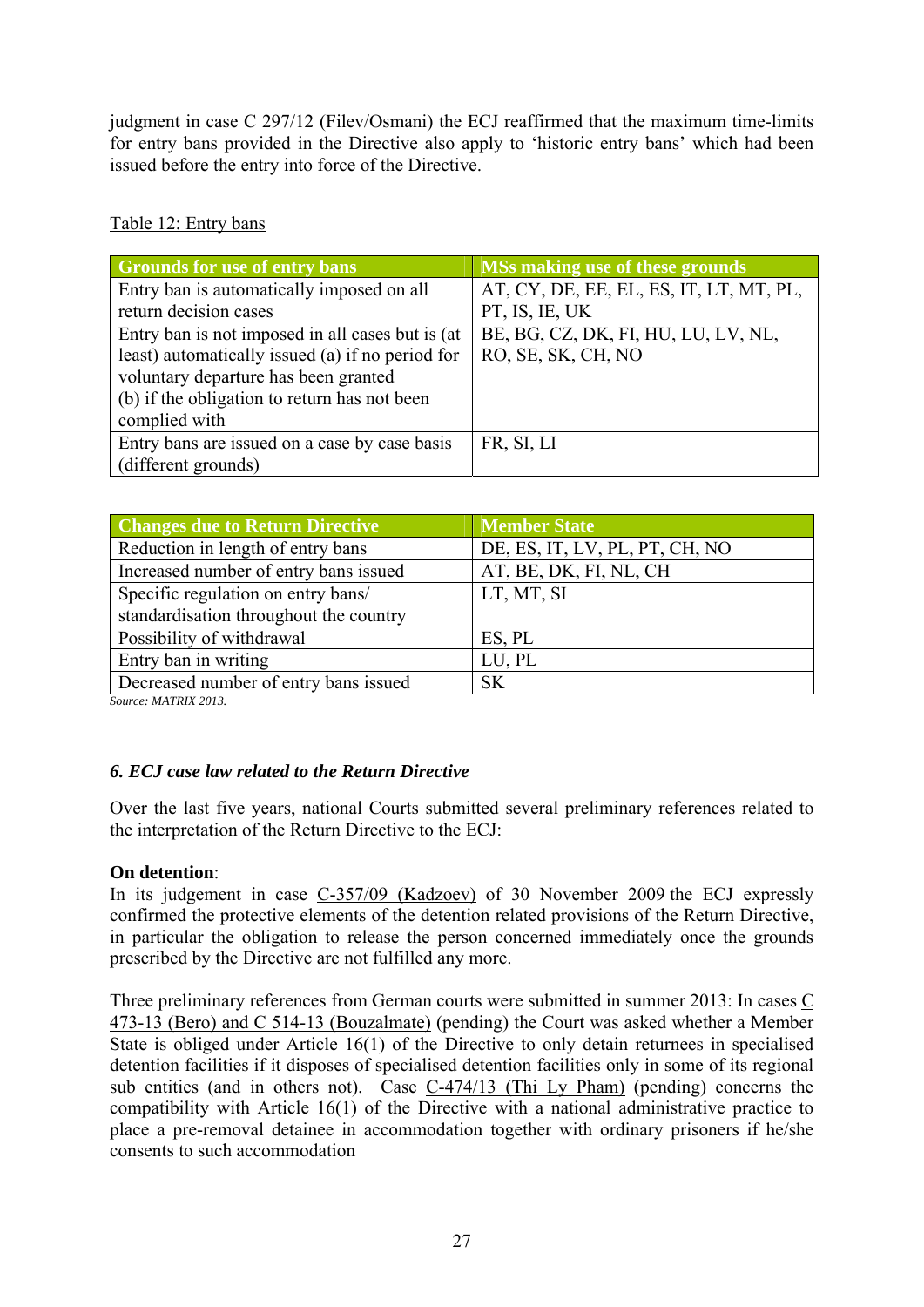judgment in case C 297/12 (Filev/Osmani) the ECJ reaffirmed that the maximum time-limits for entry bans provided in the Directive also apply to 'historic entry bans' which had been issued before the entry into force of the Directive.

Table 12: Entry bans

| Grounds for use of entry bans | MSs making use of these grounds |
|---|---|
| Entry ban is automatically imposed on all return decision cases | AT, CY, DE, EE, EL, ES, IT, LT, MT, PL, PT, IS, IE, UK |
| Entry ban is not imposed in all cases but is (at least) automatically issued (a) if no period for voluntary departure has been granted (b) if the obligation to return has not been complied with | BE, BG, CZ, DK, FI, HU, LU, LV, NL, RO, SE, SK, CH, NO |
| Entry bans are issued on a case by case basis (different grounds) | FR, SI, LI |

| Changes due to Return Directive | Member State |
|---|---|
| Reduction in length of entry bans | DE, ES, IT, LV, PL, PT, CH, NO |
| Increased number of entry bans issued | AT, BE, DK, FI, NL, CH |
| Specific regulation on entry bans/ standardisation throughout the country | LT, MT, SI |
| Possibility of withdrawal | ES, PL |
| Entry ban in writing | LU, PL |
| Decreased number of entry bans issued | SK |

*Source: MATRIX 2013.*

### *6. ECJ case law related to the Return Directive*

Over the last five years, national Courts submitted several preliminary references related to the interpretation of the Return Directive to the ECJ:

**On detention**:
In its judgement in case C-357/09 (Kadzoev) of 30 November 2009 the ECJ expressly confirmed the protective elements of the detention related provisions of the Return Directive, in particular the obligation to release the person concerned immediately once the grounds prescribed by the Directive are not fulfilled any more.

Three preliminary references from German courts were submitted in summer 2013: In cases C 473-13 (Bero) and C 514-13 (Bouzalmate) (pending) the Court was asked whether a Member State is obliged under Article 16(1) of the Directive to only detain returnees in specialised detention facilities if it disposes of specialised detention facilities only in some of its regional sub entities (and in others not). Case C-474/13 (Thi Ly Pham) (pending) concerns the compatibility with Article 16(1) of the Directive with a national administrative practice to place a pre-removal detainee in accommodation together with ordinary prisoners if he/she consents to such accommodation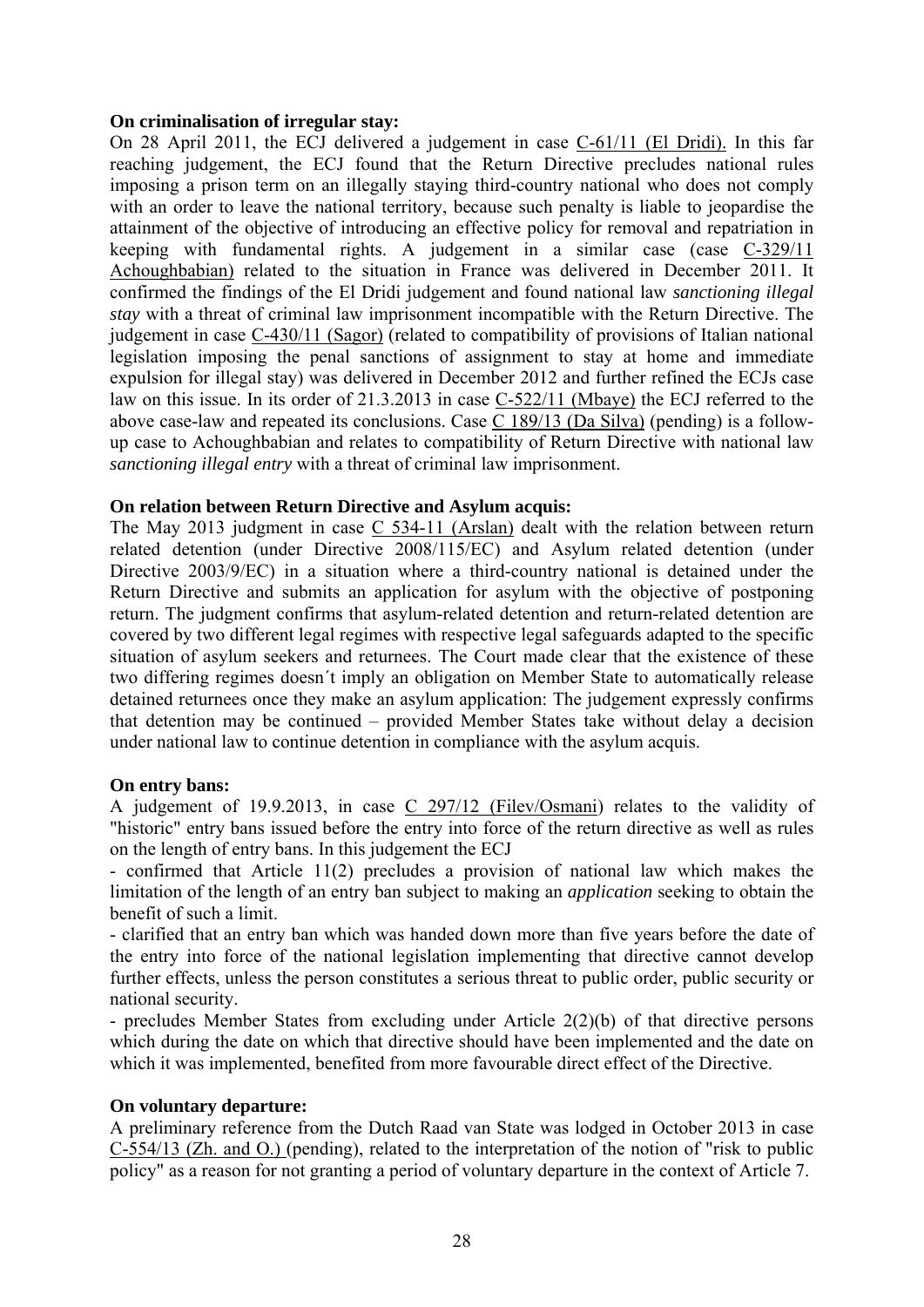**On criminalisation of irregular stay:**

On 28 April 2011, the ECJ delivered a judgement in case C-61/11 (El Dridi). In this far reaching judgement, the ECJ found that the Return Directive precludes national rules imposing a prison term on an illegally staying third-country national who does not comply with an order to leave the national territory, because such penalty is liable to jeopardise the attainment of the objective of introducing an effective policy for removal and repatriation in keeping with fundamental rights. A judgement in a similar case (case C-329/11 Achoughbabian) related to the situation in France was delivered in December 2011. It confirmed the findings of the El Dridi judgement and found national law *sanctioning illegal stay* with a threat of criminal law imprisonment incompatible with the Return Directive. The judgement in case C-430/11 (Sagor) (related to compatibility of provisions of Italian national legislation imposing the penal sanctions of assignment to stay at home and immediate expulsion for illegal stay) was delivered in December 2012 and further refined the ECJs case law on this issue. In its order of 21.3.2013 in case C-522/11 (Mbaye) the ECJ referred to the above case-law and repeated its conclusions. Case C 189/13 (Da Silva) (pending) is a follow-up case to Achoughbabian and relates to compatibility of Return Directive with national law *sanctioning illegal entry* with a threat of criminal law imprisonment.

**On relation between Return Directive and Asylum acquis:**

The May 2013 judgment in case C 534-11 (Arslan) dealt with the relation between return related detention (under Directive 2008/115/EC) and Asylum related detention (under Directive 2003/9/EC) in a situation where a third-country national is detained under the Return Directive and submits an application for asylum with the objective of postponing return. The judgment confirms that asylum-related detention and return-related detention are covered by two different legal regimes with respective legal safeguards adapted to the specific situation of asylum seekers and returnees. The Court made clear that the existence of these two differing regimes doesn´t imply an obligation on Member State to automatically release detained returnees once they make an asylum application: The judgement expressly confirms that detention may be continued – provided Member States take without delay a decision under national law to continue detention in compliance with the asylum acquis.

**On entry bans:**

A judgement of 19.9.2013, in case C 297/12 (Filev/Osmani) relates to the validity of "historic" entry bans issued before the entry into force of the return directive as well as rules on the length of entry bans. In this judgement the ECJ

- confirmed that Article 11(2) precludes a provision of national law which makes the limitation of the length of an entry ban subject to making an *application* seeking to obtain the benefit of such a limit.
- clarified that an entry ban which was handed down more than five years before the date of the entry into force of the national legislation implementing that directive cannot develop further effects, unless the person constitutes a serious threat to public order, public security or national security.
- precludes Member States from excluding under Article 2(2)(b) of that directive persons which during the date on which that directive should have been implemented and the date on which it was implemented, benefited from more favourable direct effect of the Directive.

**On voluntary departure:**

A preliminary reference from the Dutch Raad van State was lodged in October 2013 in case C-554/13 (Zh. and O.) (pending), related to the interpretation of the notion of "risk to public policy" as a reason for not granting a period of voluntary departure in the context of Article 7.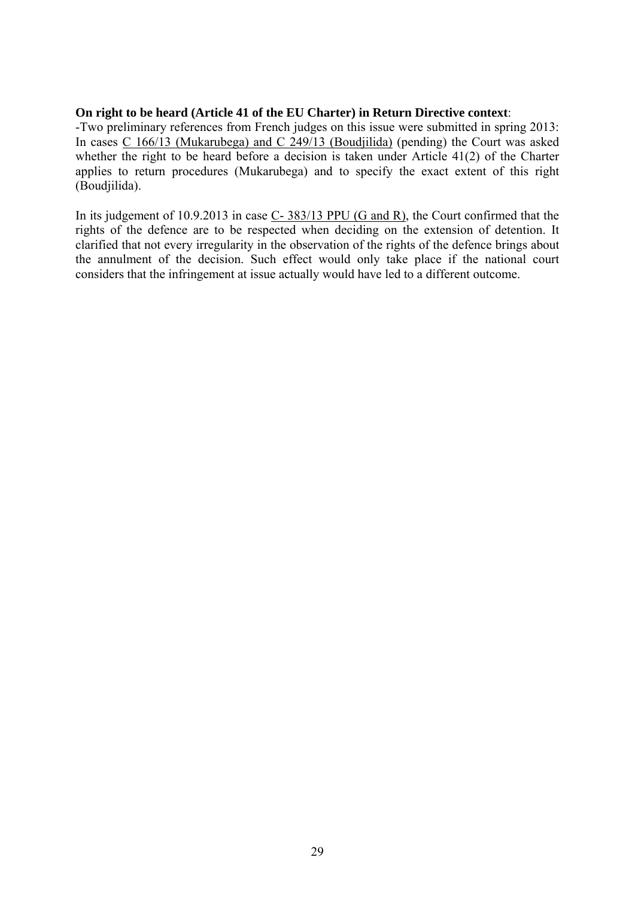**On right to be heard (Article 41 of the EU Charter) in Return Directive context**:

-Two preliminary references from French judges on this issue were submitted in spring 2013: In cases C 166/13 (Mukarubega) and C 249/13 (Boudjilida) (pending) the Court was asked whether the right to be heard before a decision is taken under Article 41(2) of the Charter applies to return procedures (Mukarubega) and to specify the exact extent of this right (Boudjilida).

In its judgement of 10.9.2013 in case C- 383/13 PPU (G and R), the Court confirmed that the rights of the defence are to be respected when deciding on the extension of detention. It clarified that not every irregularity in the observation of the rights of the defence brings about the annulment of the decision. Such effect would only take place if the national court considers that the infringement at issue actually would have led to a different outcome.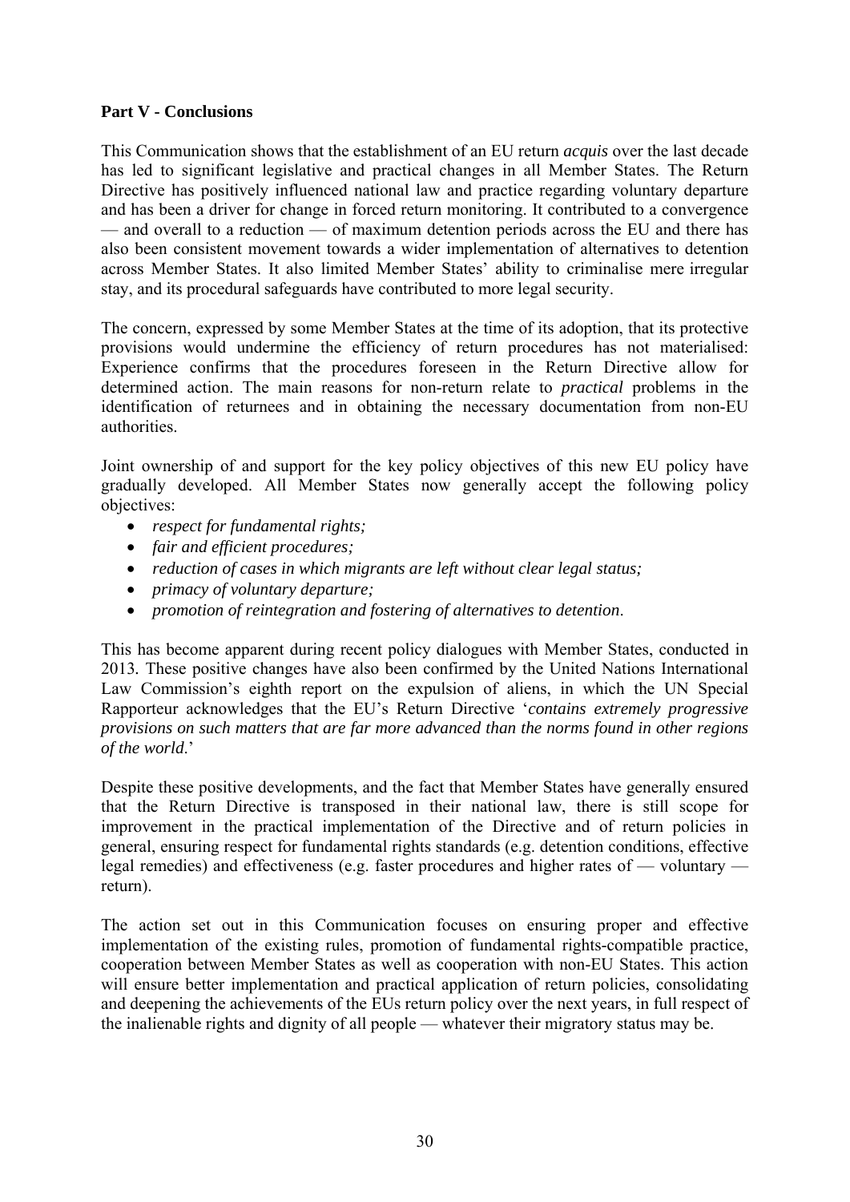## Part V - Conclusions

This Communication shows that the establishment of an EU return *acquis* over the last decade has led to significant legislative and practical changes in all Member States. The Return Directive has positively influenced national law and practice regarding voluntary departure and has been a driver for change in forced return monitoring. It contributed to a convergence — and overall to a reduction — of maximum detention periods across the EU and there has also been consistent movement towards a wider implementation of alternatives to detention across Member States. It also limited Member States' ability to criminalise mere irregular stay, and its procedural safeguards have contributed to more legal security.

The concern, expressed by some Member States at the time of its adoption, that its protective provisions would undermine the efficiency of return procedures has not materialised: Experience confirms that the procedures foreseen in the Return Directive allow for determined action. The main reasons for non-return relate to *practical* problems in the identification of returnees and in obtaining the necessary documentation from non-EU authorities.

Joint ownership of and support for the key policy objectives of this new EU policy have gradually developed. All Member States now generally accept the following policy objectives:

- *respect for fundamental rights;*
- *fair and efficient procedures;*
- *reduction of cases in which migrants are left without clear legal status;*
- *primacy of voluntary departure;*
- *promotion of reintegration and fostering of alternatives to detention*.

This has become apparent during recent policy dialogues with Member States, conducted in 2013. These positive changes have also been confirmed by the United Nations International Law Commission's eighth report on the expulsion of aliens, in which the UN Special Rapporteur acknowledges that the EU's Return Directive '*contains extremely progressive provisions on such matters that are far more advanced than the norms found in other regions of the world*.'

Despite these positive developments, and the fact that Member States have generally ensured that the Return Directive is transposed in their national law, there is still scope for improvement in the practical implementation of the Directive and of return policies in general, ensuring respect for fundamental rights standards (e.g. detention conditions, effective legal remedies) and effectiveness (e.g. faster procedures and higher rates of — voluntary — return).

The action set out in this Communication focuses on ensuring proper and effective implementation of the existing rules, promotion of fundamental rights-compatible practice, cooperation between Member States as well as cooperation with non-EU States. This action will ensure better implementation and practical application of return policies, consolidating and deepening the achievements of the EUs return policy over the next years, in full respect of the inalienable rights and dignity of all people — whatever their migratory status may be.